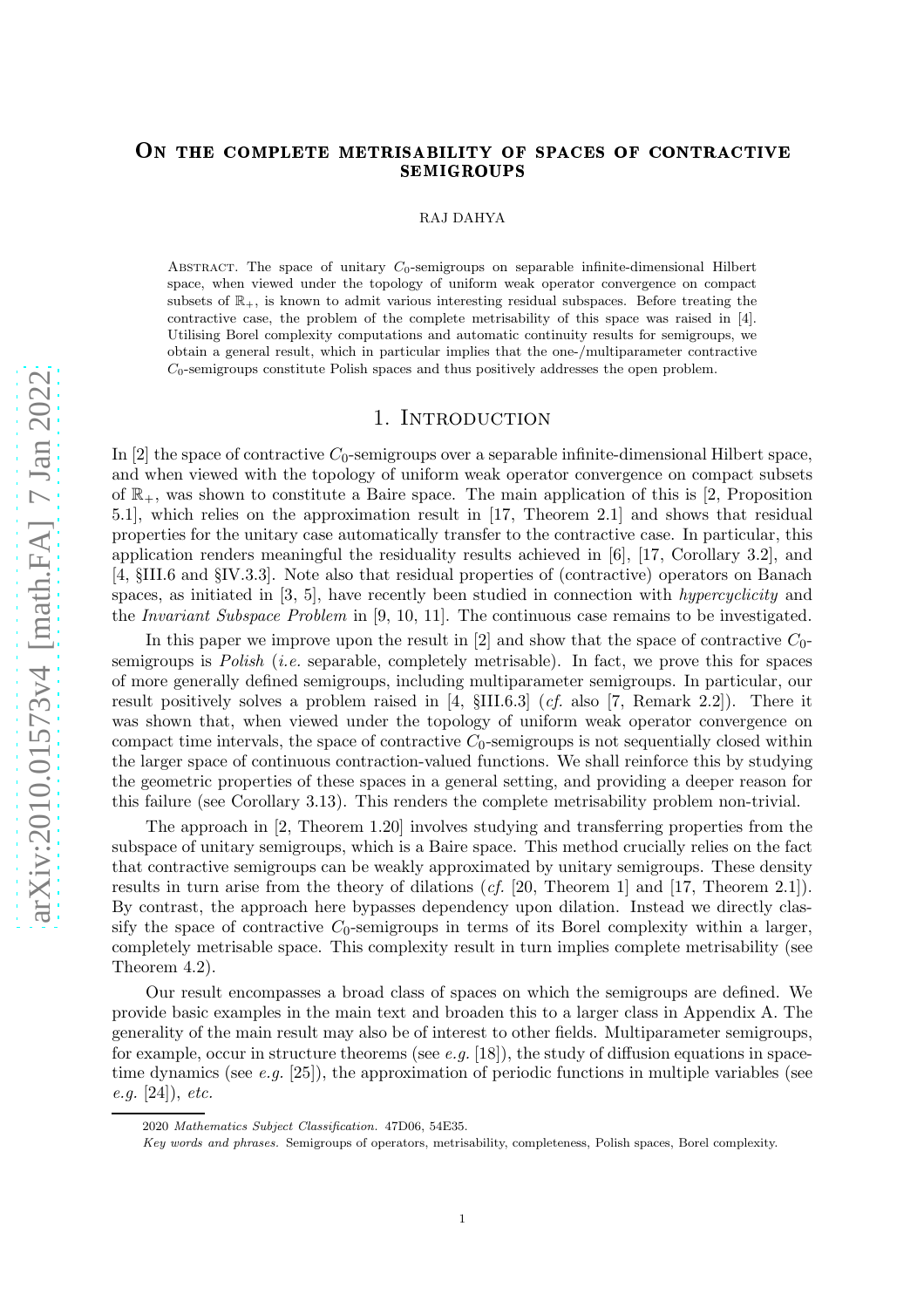# On the complete metrisability of spaces of contractive semigroups

RAJ DAHYA

Abstract. The space of unitary $C_0$-semigroups on separable infinite-dimensional Hilbert space, when viewed under the topology of uniform weak operator convergence on compact subsets of $\mathbb{R}_+$, is known to admit various interesting residual subspaces. Before treating the contractive case, the problem of the complete metrisability of this space was raised in [4]. Utilising Borel complexity computations and automatic continuity results for semigroups, we obtain a general result, which in particular implies that the one-/multiparameter contractive $C_0$-semigroups constitute Polish spaces and thus positively addresses the open problem.

## 1. Introduction

In [2] the space of contractive $C_0$-semigroups over a separable infinite-dimensional Hilbert space, and when viewed with the topology of uniform weak operator convergence on compact subsets of $\mathbb{R}_+$, was shown to constitute a Baire space. The main application of this is [2, Proposition 5.1], which relies on the approximation result in [17, Theorem 2.1] and shows that residual properties for the unitary case automatically transfer to the contractive case. In particular, this application renders meaningful the residuality results achieved in [6], [17, Corollary 3.2], and [4, §III.6 and §IV.3.3]. Note also that residual properties of (contractive) operators on Banach spaces, as initiated in [3, 5], have recently been studied in connection with *hypercyclicity* and the *Invariant Subspace Problem* in [9, 10, 11]. The continuous case remains to be investigated.

In this paper we improve upon the result in [2] and show that the space of contractive $C_0$-semigroups is *Polish* (*i.e.* separable, completely metrisable). In fact, we prove this for spaces of more generally defined semigroups, including multiparameter semigroups. In particular, our result positively solves a problem raised in [4, §III.6.3] (*cf.* also [7, Remark 2.2]). There it was shown that, when viewed under the topology of uniform weak operator convergence on compact time intervals, the space of contractive $C_0$-semigroups is not sequentially closed within the larger space of continuous contraction-valued functions. We shall reinforce this by studying the geometric properties of these spaces in a general setting, and providing a deeper reason for this failure (see Corollary 3.13). This renders the complete metrisability problem non-trivial.

The approach in [2, Theorem 1.20] involves studying and transferring properties from the subspace of unitary semigroups, which is a Baire space. This method crucially relies on the fact that contractive semigroups can be weakly approximated by unitary semigroups. These density results in turn arise from the theory of dilations (*cf.* [20, Theorem 1] and [17, Theorem 2.1]). By contrast, the approach here bypasses dependency upon dilation. Instead we directly classify the space of contractive $C_0$-semigroups in terms of its Borel complexity within a larger, completely metrisable space. This complexity result in turn implies complete metrisability (see Theorem 4.2).

Our result encompasses a broad class of spaces on which the semigroups are defined. We provide basic examples in the main text and broaden this to a larger class in Appendix A. The generality of the main result may also be of interest to other fields. Multiparameter semigroups, for example, occur in structure theorems (see *e.g.* [18]), the study of diffusion equations in space-time dynamics (see *e.g.* [25]), the approximation of periodic functions in multiple variables (see *e.g.* [24]), *etc.*

2020 *Mathematics Subject Classification.* 47D06, 54E35.

*Key words and phrases.* Semigroups of operators, metrisability, completeness, Polish spaces, Borel complexity.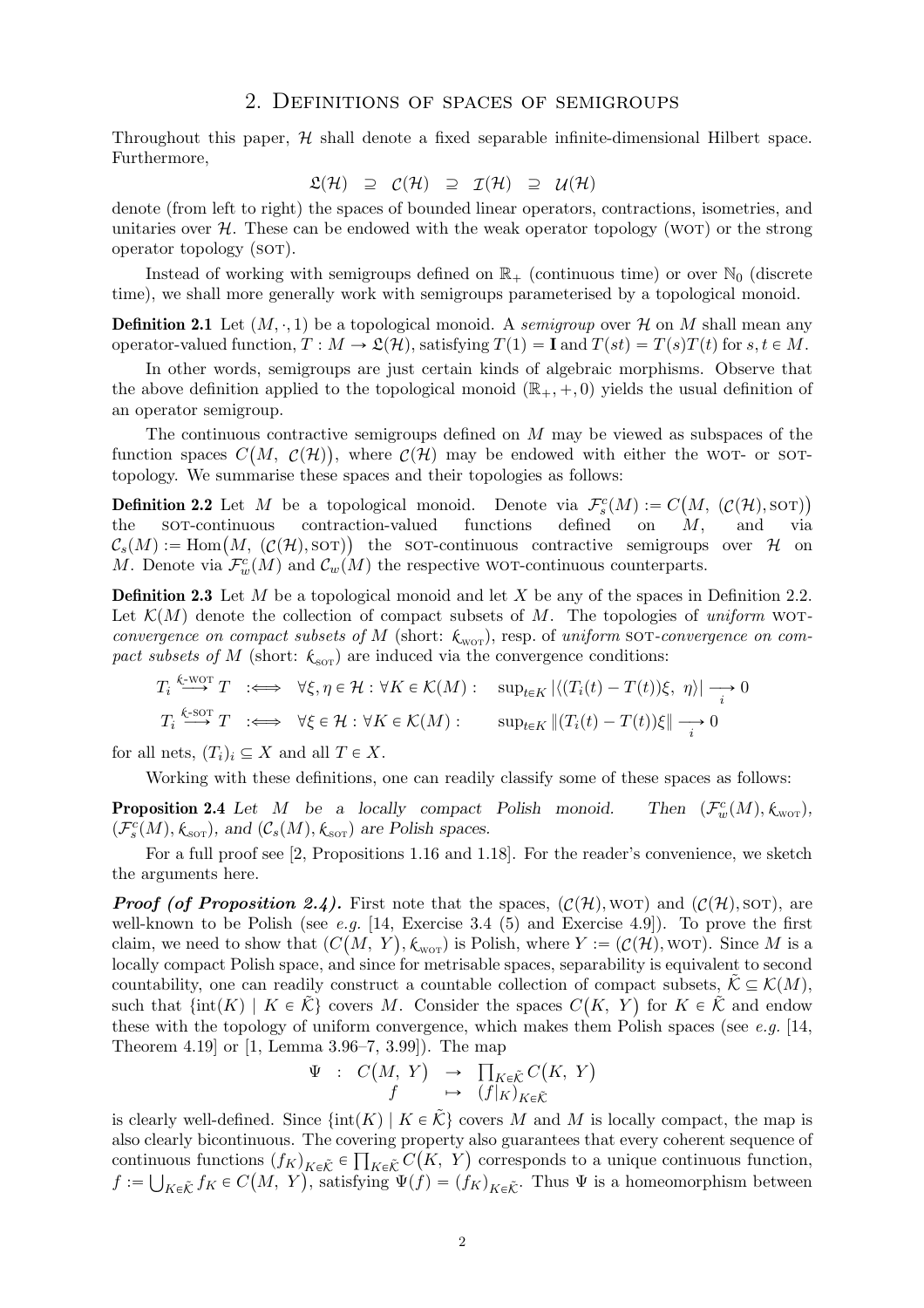## 2. Definitions of spaces of semigroups

Throughout this paper, $\mathcal{H}$ shall denote a fixed separable infinite-dimensional Hilbert space. Furthermore,

$$\mathfrak{L}(\mathcal{H}) \supseteq \mathcal{C}(\mathcal{H}) \supseteq \mathcal{I}(\mathcal{H}) \supseteq \mathcal{U}(\mathcal{H})$$

denote (from left to right) the spaces of bounded linear operators, contractions, isometries, and unitaries over $\mathcal{H}$. These can be endowed with the weak operator topology (WOT) or the strong operator topology (SOT).

Instead of working with semigroups defined on $\mathbb{R}_+$ (continuous time) or over $\mathbb{N}_0$ (discrete time), we shall more generally work with semigroups parameterised by a topological monoid.

**Definition 2.1** Let $(M, \cdot, 1)$ be a topological monoid. A *semigroup* over $\mathcal{H}$ on $M$ shall mean any operator-valued function, $T : M \to \mathfrak{L}(\mathcal{H})$, satisfying $T(1) = \mathbf{I}$ and $T(st) = T(s)T(t)$ for $s, t \in M$.

In other words, semigroups are just certain kinds of algebraic morphisms. Observe that the above definition applied to the topological monoid $(\mathbb{R}_+, +, 0)$ yields the usual definition of an operator semigroup.

The continuous contractive semigroups defined on $M$ may be viewed as subspaces of the function spaces $C\big(M,\ \mathcal{C}(\mathcal{H})\big)$, where $\mathcal{C}(\mathcal{H})$ may be endowed with either the WOT- or SOT-topology. We summarise these spaces and their topologies as follows:

**Definition 2.2** Let $M$ be a topological monoid. Denote via $\mathcal{F}^c_s(M) := C\big(M,\ (\mathcal{C}(\mathcal{H}), \text{SOT})\big)$ the SOT-continuous contraction-valued functions defined on $M$, and via $\mathcal{C}_s(M) := \mathrm{Hom}\big(M,\ (\mathcal{C}(\mathcal{H}), \text{SOT})\big)$ the SOT-continuous contractive semigroups over $\mathcal{H}$ on $M$. Denote via $\mathcal{F}^c_w(M)$ and $\mathcal{C}_w(M)$ the respective WOT-continuous counterparts.

**Definition 2.3** Let $M$ be a topological monoid and let $X$ be any of the spaces in Definition 2.2. Let $\mathcal{K}(M)$ denote the collection of compact subsets of $M$. The topologies of *uniform* WOT-*convergence on compact subsets of* $M$ (short: $k_{\text{WOT}}$), resp. of *uniform* SOT-*convergence on compact subsets of* $M$ (short: $k_{\text{SOT}}$) are induced via the convergence conditions:

$$T_i \overset{k\text{-WOT}}{\longrightarrow} T \quad :\Longleftrightarrow \quad \forall \xi, \eta \in \mathcal{H} : \forall K \in \mathcal{K}(M) : \quad \sup_{t \in K} |\langle (T_i(t) - T(t))\xi,\ \eta\rangle| \underset{i}{\longrightarrow} 0$$

$$T_i \overset{k\text{-SOT}}{\longrightarrow} T \quad :\Longleftrightarrow \quad \forall \xi \in \mathcal{H} : \forall K \in \mathcal{K}(M) : \quad \sup_{t \in K} \|(T_i(t) - T(t))\xi\| \underset{i}{\longrightarrow} 0$$

for all nets, $(T_i)_i \subseteq X$ and all $T \in X$.

Working with these definitions, one can readily classify some of these spaces as follows:

**Proposition 2.4** *Let $M$ be a locally compact Polish monoid. Then $(\mathcal{F}^c_w(M), k_{\text{WOT}})$, $(\mathcal{F}^c_s(M), k_{\text{SOT}})$, and $(\mathcal{C}_s(M), k_{\text{SOT}})$ are Polish spaces.*

For a full proof see [2, Propositions 1.16 and 1.18]. For the reader's convenience, we sketch the arguments here.

***Proof (of Proposition 2.4).*** First note that the spaces, $(\mathcal{C}(\mathcal{H}), \text{WOT})$ and $(\mathcal{C}(\mathcal{H}), \text{SOT})$, are well-known to be Polish (see *e.g.* [14, Exercise 3.4 (5) and Exercise 4.9]). To prove the first claim, we need to show that $(C\big(M,\ Y\big), k_{\text{WOT}})$ is Polish, where $Y := (\mathcal{C}(\mathcal{H}), \text{WOT})$. Since $M$ is a locally compact Polish space, and since for metrisable spaces, separability is equivalent to second countability, one can readily construct a countable collection of compact subsets, $\tilde{\mathcal{K}} \subseteq \mathcal{K}(M)$, such that $\{\mathrm{int}(K) \mid K \in \tilde{\mathcal{K}}\}$ covers $M$. Consider the spaces $C\big(K,\ Y\big)$ for $K \in \tilde{\mathcal{K}}$ and endow these with the topology of uniform convergence, which makes them Polish spaces (see *e.g.* [14, Theorem 4.19] or [1, Lemma 3.96–7, 3.99]). The map

$$\begin{array}{rccl} \Psi & : & C\big(M,\ Y\big) & \to & \prod_{K \in \tilde{\mathcal{K}}} C\big(K,\ Y\big) \\ & & f & \mapsto & (f|_K)_{K \in \tilde{\mathcal{K}}} \end{array}$$

is clearly well-defined. Since $\{\mathrm{int}(K) \mid K \in \tilde{\mathcal{K}}\}$ covers $M$ and $M$ is locally compact, the map is also clearly bicontinuous. The covering property also guarantees that every coherent sequence of continuous functions $(f_K)_{K \in \tilde{\mathcal{K}}} \in \prod_{K \in \tilde{\mathcal{K}}} C\big(K,\ Y\big)$ corresponds to a unique continuous function, $f := \bigcup_{K \in \tilde{\mathcal{K}}} f_K \in C\big(M,\ Y\big)$, satisfying $\Psi(f) = (f_K)_{K \in \tilde{\mathcal{K}}}$. Thus $\Psi$ is a homeomorphism between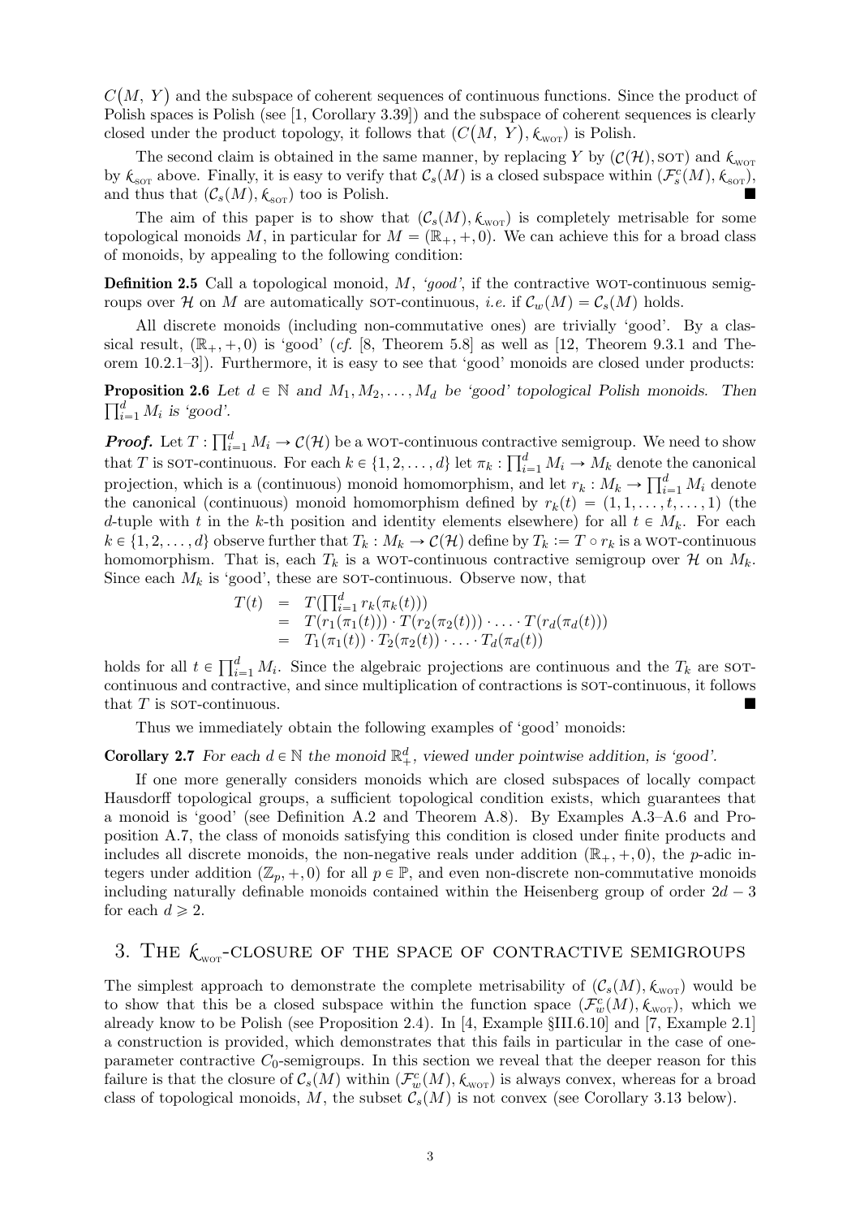$C(M, Y)$ and the subspace of coherent sequences of continuous functions. Since the product of Polish spaces is Polish (see [1, Corollary 3.39]) and the subspace of coherent sequences is clearly closed under the product topology, it follows that $(C(M, Y), k_{\text{WOT}})$ is Polish.

The second claim is obtained in the same manner, by replacing $Y$ by $(\mathcal{C}(\mathcal{H}), \text{SOT})$ and $k_{\text{WOT}}$ by $k_{\text{SOT}}$ above. Finally, it is easy to verify that $\mathcal{C}_s(M)$ is a closed subspace within $(\mathcal{F}^c_s(M), k_{\text{SOT}})$, and thus that $(\mathcal{C}_s(M), k_{\text{SOT}})$ too is Polish. ■

The aim of this paper is to show that $(\mathcal{C}_s(M), k_{\text{WOT}})$ is completely metrisable for some topological monoids $M$, in particular for $M = (\mathbb{R}_+, +, 0)$. We can achieve this for a broad class of monoids, by appealing to the following condition:

**Definition 2.5** Call a topological monoid, $M$, *'good'*, if the contractive WOT-continuous semigroups over $\mathcal{H}$ on $M$ are automatically SOT-continuous, *i.e.* if $\mathcal{C}_w(M) = \mathcal{C}_s(M)$ holds.

All discrete monoids (including non-commutative ones) are trivially 'good'. By a classical result, $(\mathbb{R}_+, +, 0)$ is 'good' (*cf.* [8, Theorem 5.8] as well as [12, Theorem 9.3.1 and Theorem 10.2.1–3]). Furthermore, it is easy to see that 'good' monoids are closed under products:

**Proposition 2.6** *Let $d \in \mathbb{N}$ and $M_1, M_2, \ldots, M_d$ be 'good' topological Polish monoids. Then $\prod_{i=1}^d M_i$ is 'good'.*

***Proof.*** Let $T : \prod_{i=1}^d M_i \to \mathcal{C}(\mathcal{H})$ be a WOT-continuous contractive semigroup. We need to show that $T$ is SOT-continuous. For each $k \in \{1, 2, \ldots, d\}$ let $\pi_k : \prod_{i=1}^d M_i \to M_k$ denote the canonical projection, which is a (continuous) monoid homomorphism, and let $r_k : M_k \to \prod_{i=1}^d M_i$ denote the canonical (continuous) monoid homomorphism defined by $r_k(t) = (1, 1, \ldots, t, \ldots, 1)$ (the $d$-tuple with $t$ in the $k$-th position and identity elements elsewhere) for all $t \in M_k$. For each $k \in \{1, 2, \ldots, d\}$ observe further that $T_k : M_k \to \mathcal{C}(\mathcal{H})$ define by $T_k := T \circ r_k$ is a WOT-continuous homomorphism. That is, each $T_k$ is a WOT-continuous contractive semigroup over $\mathcal{H}$ on $M_k$. Since each $M_k$ is 'good', these are SOT-continuous. Observe now, that

$$
\begin{aligned}
T(t) &= T(\textstyle\prod_{i=1}^d r_k(\pi_k(t))) \\
&= T(r_1(\pi_1(t))) \cdot T(r_2(\pi_2(t))) \cdot \ldots \cdot T(r_d(\pi_d(t))) \\
&= T_1(\pi_1(t)) \cdot T_2(\pi_2(t)) \cdot \ldots \cdot T_d(\pi_d(t))
\end{aligned}
$$

holds for all $t \in \prod_{i=1}^d M_i$. Since the algebraic projections are continuous and the $T_k$ are SOT-continuous and contractive, and since multiplication of contractions is SOT-continuous, it follows that $T$ is SOT-continuous. ■

Thus we immediately obtain the following examples of 'good' monoids:

**Corollary 2.7** *For each $d \in \mathbb{N}$ the monoid $\mathbb{R}^d_+$, viewed under pointwise addition, is 'good'.*

If one more generally considers monoids which are closed subspaces of locally compact Hausdorff topological groups, a sufficient topological condition exists, which guarantees that a monoid is 'good' (see Definition A.2 and Theorem A.8). By Examples A.3–A.6 and Proposition A.7, the class of monoids satisfying this condition is closed under finite products and includes all discrete monoids, the non-negative reals under addition $(\mathbb{R}_+, +, 0)$, the $p$-adic integers under addition $(\mathbb{Z}_p, +, 0)$ for all $p \in \mathbb{P}$, and even non-discrete non-commutative monoids including naturally definable monoids contained within the Heisenberg group of order $2d - 3$ for each $d \geqslant 2$.

## 3. The $k_{\text{WOT}}$-closure of the space of contractive semigroups

The simplest approach to demonstrate the complete metrisability of $(\mathcal{C}_s(M), k_{\text{WOT}})$ would be to show that this be a closed subspace within the function space $(\mathcal{F}^c_w(M), k_{\text{WOT}})$, which we already know to be Polish (see Proposition 2.4). In [4, Example §III.6.10] and [7, Example 2.1] a construction is provided, which demonstrates that this fails in particular in the case of one-parameter contractive $C_0$-semigroups. In this section we reveal that the deeper reason for this failure is that the closure of $\mathcal{C}_s(M)$ within $(\mathcal{F}^c_w(M), k_{\text{WOT}})$ is always convex, whereas for a broad class of topological monoids, $M$, the subset $\mathcal{C}_s(M)$ is not convex (see Corollary 3.13 below).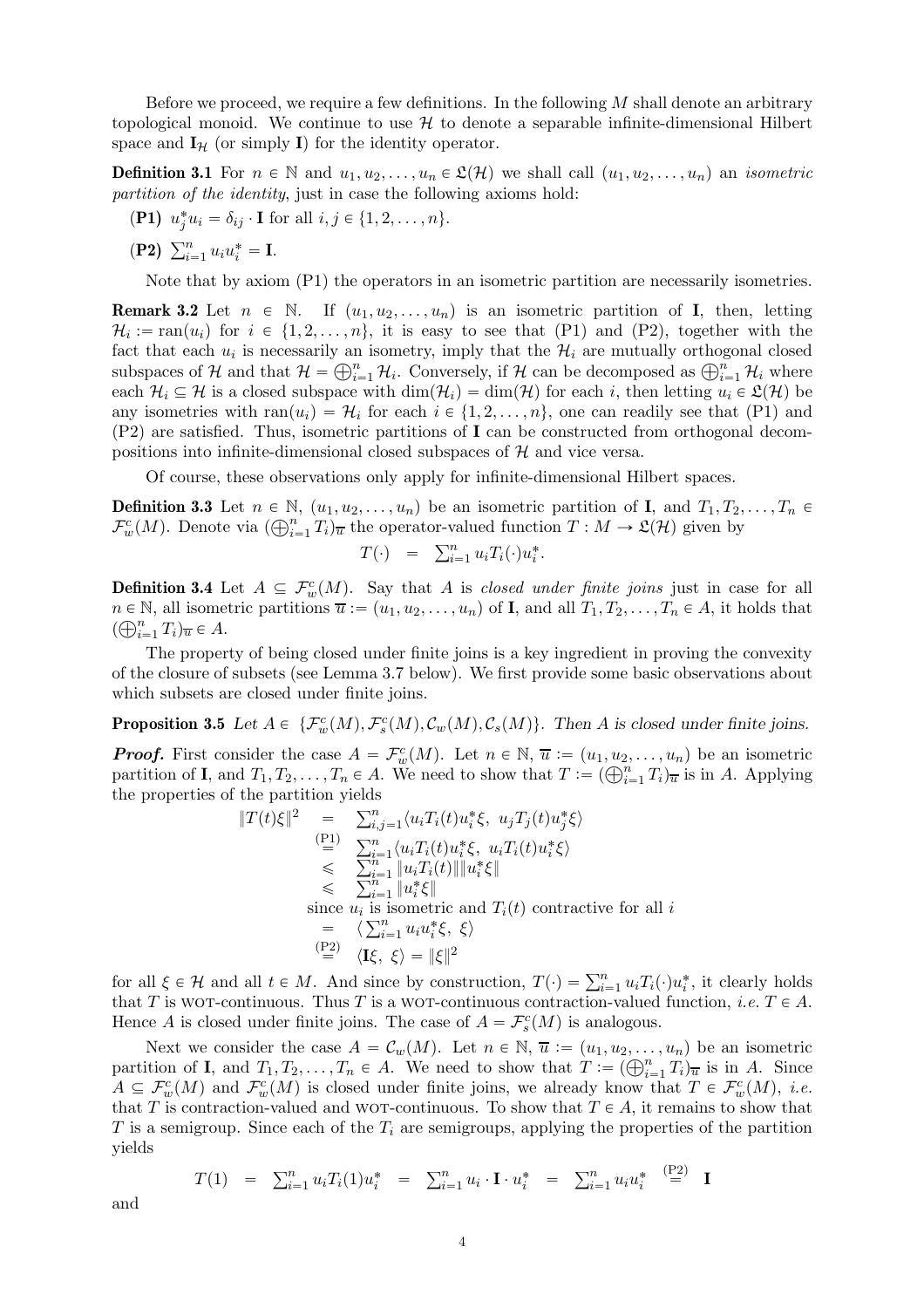Before we proceed, we require a few definitions. In the following $M$ shall denote an arbitrary topological monoid. We continue to use $\mathcal{H}$ to denote a separable infinite-dimensional Hilbert space and $\mathbf{I}_{\mathcal{H}}$ (or simply $\mathbf{I}$) for the identity operator.

**Definition 3.1** For $n \in \mathbb{N}$ and $u_1, u_2, \ldots, u_n \in \mathfrak{L}(\mathcal{H})$ we shall call $(u_1, u_2, \ldots, u_n)$ an *isometric partition of the identity*, just in case the following axioms hold:

- **(P1)** $u_j^* u_i = \delta_{ij} \cdot \mathbf{I}$ for all $i, j \in \{1, 2, \ldots, n\}$.
- **(P2)** $\sum_{i=1}^n u_i u_i^* = \mathbf{I}$.

Note that by axiom (P1) the operators in an isometric partition are necessarily isometries.

**Remark 3.2** Let $n \in \mathbb{N}$. If $(u_1, u_2, \ldots, u_n)$ is an isometric partition of $\mathbf{I}$, then, letting $\mathcal{H}_i := \mathrm{ran}(u_i)$ for $i \in \{1, 2, \ldots, n\}$, it is easy to see that (P1) and (P2), together with the fact that each $u_i$ is necessarily an isometry, imply that the $\mathcal{H}_i$ are mutually orthogonal closed subspaces of $\mathcal{H}$ and that $\mathcal{H} = \bigoplus_{i=1}^n \mathcal{H}_i$. Conversely, if $\mathcal{H}$ can be decomposed as $\bigoplus_{i=1}^n \mathcal{H}_i$ where each $\mathcal{H}_i \subseteq \mathcal{H}$ is a closed subspace with $\dim(\mathcal{H}_i) = \dim(\mathcal{H})$ for each $i$, then letting $u_i \in \mathfrak{L}(\mathcal{H})$ be any isometries with $\mathrm{ran}(u_i) = \mathcal{H}_i$ for each $i \in \{1, 2, \ldots, n\}$, one can readily see that (P1) and (P2) are satisfied. Thus, isometric partitions of $\mathbf{I}$ can be constructed from orthogonal decompositions into infinite-dimensional closed subspaces of $\mathcal{H}$ and vice versa.

Of course, these observations only apply for infinite-dimensional Hilbert spaces.

**Definition 3.3** Let $n \in \mathbb{N}$, $(u_1, u_2, \ldots, u_n)$ be an isometric partition of $\mathbf{I}$, and $T_1, T_2, \ldots, T_n \in \mathcal{F}_w^c(M)$. Denote via $(\bigoplus_{i=1}^n T_i)_{\overline{u}}$ the operator-valued function $T : M \to \mathfrak{L}(\mathcal{H})$ given by

$$T(\cdot) \quad = \quad \textstyle\sum_{i=1}^n u_i T_i(\cdot) u_i^*.$$

**Definition 3.4** Let $A \subseteq \mathcal{F}_w^c(M)$. Say that $A$ is *closed under finite joins* just in case for all $n \in \mathbb{N}$, all isometric partitions $\overline{u} := (u_1, u_2, \ldots, u_n)$ of $\mathbf{I}$, and all $T_1, T_2, \ldots, T_n \in A$, it holds that $(\bigoplus_{i=1}^n T_i)_{\overline{u}} \in A$.

The property of being closed under finite joins is a key ingredient in proving the convexity of the closure of subsets (see Lemma 3.7 below). We first provide some basic observations about which subsets are closed under finite joins.

**Proposition 3.5** *Let $A \in \{\mathcal{F}_w^c(M), \mathcal{F}_s^c(M), \mathcal{C}_w(M), \mathcal{C}_s(M)\}$. Then $A$ is closed under finite joins.*

***Proof.*** First consider the case $A = \mathcal{F}_w^c(M)$. Let $n \in \mathbb{N}$, $\overline{u} := (u_1, u_2, \ldots, u_n)$ be an isometric partition of $\mathbf{I}$, and $T_1, T_2, \ldots, T_n \in A$. We need to show that $T := (\bigoplus_{i=1}^n T_i)_{\overline{u}}$ is in $A$. Applying the properties of the partition yields

$$\begin{array}{rcl}
\|T(t)\xi\|^2 & = & \sum_{i,j=1}^n \langle u_i T_i(t) u_i^* \xi,\ u_j T_j(t) u_j^* \xi \rangle \\
& \overset{(\mathrm{P1})}{=} & \sum_{i=1}^n \langle u_i T_i(t) u_i^* \xi,\ u_i T_i(t) u_i^* \xi \rangle \\
& \leqslant & \sum_{i=1}^n \|u_i T_i(t)\| \|u_i^* \xi\| \\
& \leqslant & \sum_{i=1}^n \|u_i^* \xi\| \\
& & \text{since } u_i \text{ is isometric and } T_i(t) \text{ contractive for all } i \\
& = & \langle \sum_{i=1}^n u_i u_i^* \xi,\ \xi \rangle \\
& \overset{(\mathrm{P2})}{=} & \langle \mathbf{I}\xi,\ \xi \rangle = \|\xi\|^2
\end{array}$$

for all $\xi \in \mathcal{H}$ and all $t \in M$. And since by construction, $T(\cdot) = \sum_{i=1}^n u_i T_i(\cdot) u_i^*$, it clearly holds that $T$ is WOT-continuous. Thus $T$ is a WOT-continuous contraction-valued function, *i.e.* $T \in A$. Hence $A$ is closed under finite joins. The case of $A = \mathcal{F}_s^c(M)$ is analogous.

Next we consider the case $A = \mathcal{C}_w(M)$. Let $n \in \mathbb{N}$, $\overline{u} := (u_1, u_2, \ldots, u_n)$ be an isometric partition of $\mathbf{I}$, and $T_1, T_2, \ldots, T_n \in A$. We need to show that $T := (\bigoplus_{i=1}^n T_i)_{\overline{u}}$ is in $A$. Since $A \subseteq \mathcal{F}_w^c(M)$ and $\mathcal{F}_w^c(M)$ is closed under finite joins, we already know that $T \in \mathcal{F}_w^c(M)$, *i.e.* that $T$ is contraction-valued and WOT-continuous. To show that $T \in A$, it remains to show that $T$ is a semigroup. Since each of the $T_i$ are semigroups, applying the properties of the partition yields

$$T(1) \quad = \quad \textstyle\sum_{i=1}^n u_i T_i(1) u_i^* \quad = \quad \sum_{i=1}^n u_i \cdot \mathbf{I} \cdot u_i^* \quad = \quad \sum_{i=1}^n u_i u_i^* \quad \overset{(\mathrm{P2})}{=} \quad \mathbf{I}$$

and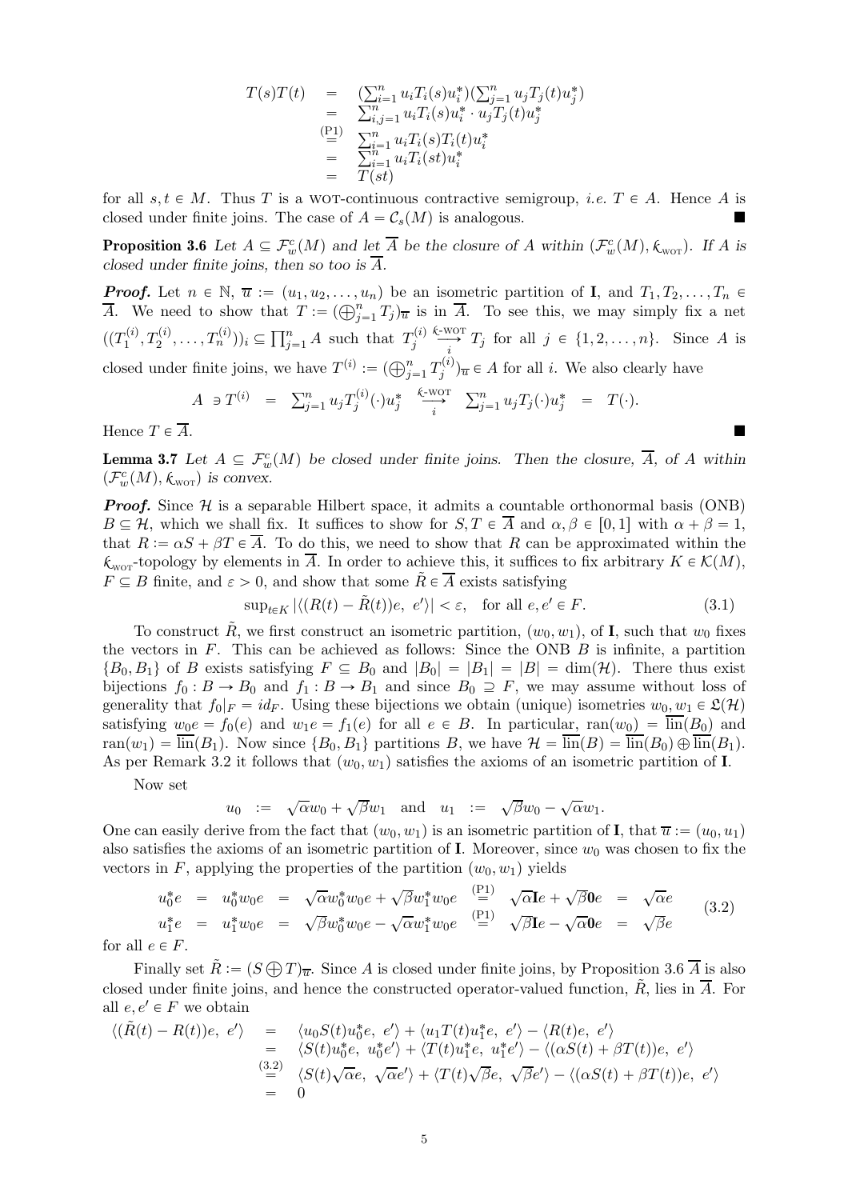$$
\begin{array}{rcl}
T(s)T(t) & = & (\sum_{i=1}^n u_i T_i(s) u_i^*)(\sum_{j=1}^n u_j T_j(t) u_j^*) \\
& = & \sum_{i,j=1}^n u_i T_i(s) u_i^* \cdot u_j T_j(t) u_j^* \\
& \overset{(P1)}{=} & \sum_{i=1}^n u_i T_i(s) T_i(t) u_i^* \\
& = & \sum_{i=1}^n u_i T_i(st) u_i^* \\
& = & T(st)
\end{array}
$$

for all $s, t \in M$. Thus $T$ is a WOT-continuous contractive semigroup, *i.e.* $T \in A$. Hence $A$ is closed under finite joins. The case of $A = \mathcal{C}_s(M)$ is analogous. ■

**Proposition 3.6** *Let $A \subseteq \mathcal{F}_w^c(M)$ and let $\overline{A}$ be the closure of $A$ within $(\mathcal{F}_w^c(M), \mathfrak{k}_{\text{WOT}})$. If $A$ is closed under finite joins, then so too is $\overline{A}$.*

***Proof.*** Let $n \in \mathbb{N}$, $\overline{u} := (u_1, u_2, \ldots, u_n)$ be an isometric partition of $\mathbf{I}$, and $T_1, T_2, \ldots, T_n \in \overline{A}$. We need to show that $T := (\bigoplus_{j=1}^n T_j)_{\overline{u}}$ is in $\overline{A}$. To see this, we may simply fix a net $((T_1^{(i)}, T_2^{(i)}, \ldots, T_n^{(i)}))_i \subseteq \prod_{j=1}^n A$ such that $T_j^{(i)} \overset{\mathfrak{k}\text{-WOT}}{\underset{i}{\longrightarrow}} T_j$ for all $j \in \{1, 2, \ldots, n\}$. Since $A$ is closed under finite joins, we have $T^{(i)} := (\bigoplus_{j=1}^n T_j^{(i)})_{\overline{u}} \in A$ for all $i$. We also clearly have

$$
A \ni T^{(i)} = \sum_{j=1}^n u_j T_j^{(i)}(\cdot) u_j^* \overset{\mathfrak{k}\text{-WOT}}{\underset{i}{\longrightarrow}} \sum_{j=1}^n u_j T_j(\cdot) u_j^* = T(\cdot).
$$

Hence $T \in \overline{A}$. ■

**Lemma 3.7** *Let $A \subseteq \mathcal{F}_w^c(M)$ be closed under finite joins. Then the closure, $\overline{A}$, of $A$ within $(\mathcal{F}_w^c(M), \mathfrak{k}_{\text{WOT}})$ is convex.*

***Proof.*** Since $\mathcal{H}$ is a separable Hilbert space, it admits a countable orthonormal basis (ONB) $B \subseteq \mathcal{H}$, which we shall fix. It suffices to show for $S, T \in \overline{A}$ and $\alpha, \beta \in [0, 1]$ with $\alpha + \beta = 1$, that $R := \alpha S + \beta T \in \overline{A}$. To do this, we need to show that $R$ can be approximated within the $\mathfrak{k}_{\text{WOT}}$-topology by elements in $\overline{A}$. In order to achieve this, it suffices to fix arbitrary $K \in \mathcal{K}(M)$, $F \subseteq B$ finite, and $\varepsilon > 0$, and show that some $\tilde{R} \in \overline{A}$ exists satisfying

$$
\sup_{t \in K} |\langle (R(t) - \tilde{R}(t))e,\ e' \rangle| < \varepsilon, \quad \text{for all } e, e' \in F. \tag{3.1}
$$

To construct $\tilde{R}$, we first construct an isometric partition, $(w_0, w_1)$, of $\mathbf{I}$, such that $w_0$ fixes the vectors in $F$. This can be achieved as follows: Since the ONB $B$ is infinite, a partition $\{B_0, B_1\}$ of $B$ exists satisfying $F \subseteq B_0$ and $|B_0| = |B_1| = |B| = \dim(\mathcal{H})$. There thus exist bijections $f_0 : B \to B_0$ and $f_1 : B \to B_1$ and since $B_0 \supseteq F$, we may assume without loss of generality that $f_0|_F = id_F$. Using these bijections we obtain (unique) isometries $w_0, w_1 \in \mathfrak{L}(\mathcal{H})$ satisfying $w_0 e = f_0(e)$ and $w_1 e = f_1(e)$ for all $e \in B$. In particular, $\text{ran}(w_0) = \overline{\text{lin}}(B_0)$ and $\text{ran}(w_1) = \overline{\text{lin}}(B_1)$. Now since $\{B_0, B_1\}$ partitions $B$, we have $\mathcal{H} = \overline{\text{lin}}(B) = \overline{\text{lin}}(B_0) \oplus \overline{\text{lin}}(B_1)$. As per Remark 3.2 it follows that $(w_0, w_1)$ satisfies the axioms of an isometric partition of $\mathbf{I}$.

Now set

$$
u_0 := \sqrt{\alpha} w_0 + \sqrt{\beta} w_1 \quad \text{and} \quad u_1 := \sqrt{\beta} w_0 - \sqrt{\alpha} w_1.
$$

One can easily derive from the fact that $(w_0, w_1)$ is an isometric partition of $\mathbf{I}$, that $\overline{u} := (u_0, u_1)$ also satisfies the axioms of an isometric partition of $\mathbf{I}$. Moreover, since $w_0$ was chosen to fix the vectors in $F$, applying the properties of the partition $(w_0, w_1)$ yields

$$
\begin{array}{rcccccccl}
u_0^* e & = & u_0^* w_0 e & = & \sqrt{\alpha} w_0^* w_0 e + \sqrt{\beta} w_1^* w_0 e & \overset{(P1)}{=} & \sqrt{\alpha} \mathbf{I} e + \sqrt{\beta} \mathbf{0} e & = & \sqrt{\alpha} e \\
u_1^* e & = & u_1^* w_0 e & = & \sqrt{\beta} w_0^* w_0 e - \sqrt{\alpha} w_1^* w_0 e & \overset{(P1)}{=} & \sqrt{\beta} \mathbf{I} e - \sqrt{\alpha} \mathbf{0} e & = & \sqrt{\beta} e
\end{array}
\tag{3.2}
$$

for all $e \in F$.

Finally set $\tilde{R} := (S \bigoplus T)_{\overline{u}}$. Since $A$ is closed under finite joins, by Proposition 3.6 $\overline{A}$ is also closed under finite joins, and hence the constructed operator-valued function, $\tilde{R}$, lies in $\overline{A}$. For all $e, e' \in F$ we obtain

$$
\begin{array}{rcl}
\langle (\tilde{R}(t) - R(t))e,\ e' \rangle & = & \langle u_0 S(t) u_0^* e,\ e' \rangle + \langle u_1 T(t) u_1^* e,\ e' \rangle - \langle R(t) e,\ e' \rangle \\
& = & \langle S(t) u_0^* e,\ u_0^* e' \rangle + \langle T(t) u_1^* e,\ u_1^* e' \rangle - \langle (\alpha S(t) + \beta T(t)) e,\ e' \rangle \\
& \overset{(3.2)}{=} & \langle S(t) \sqrt{\alpha} e,\ \sqrt{\alpha} e' \rangle + \langle T(t) \sqrt{\beta} e,\ \sqrt{\beta} e' \rangle - \langle (\alpha S(t) + \beta T(t)) e,\ e' \rangle \\
& = & 0
\end{array}
$$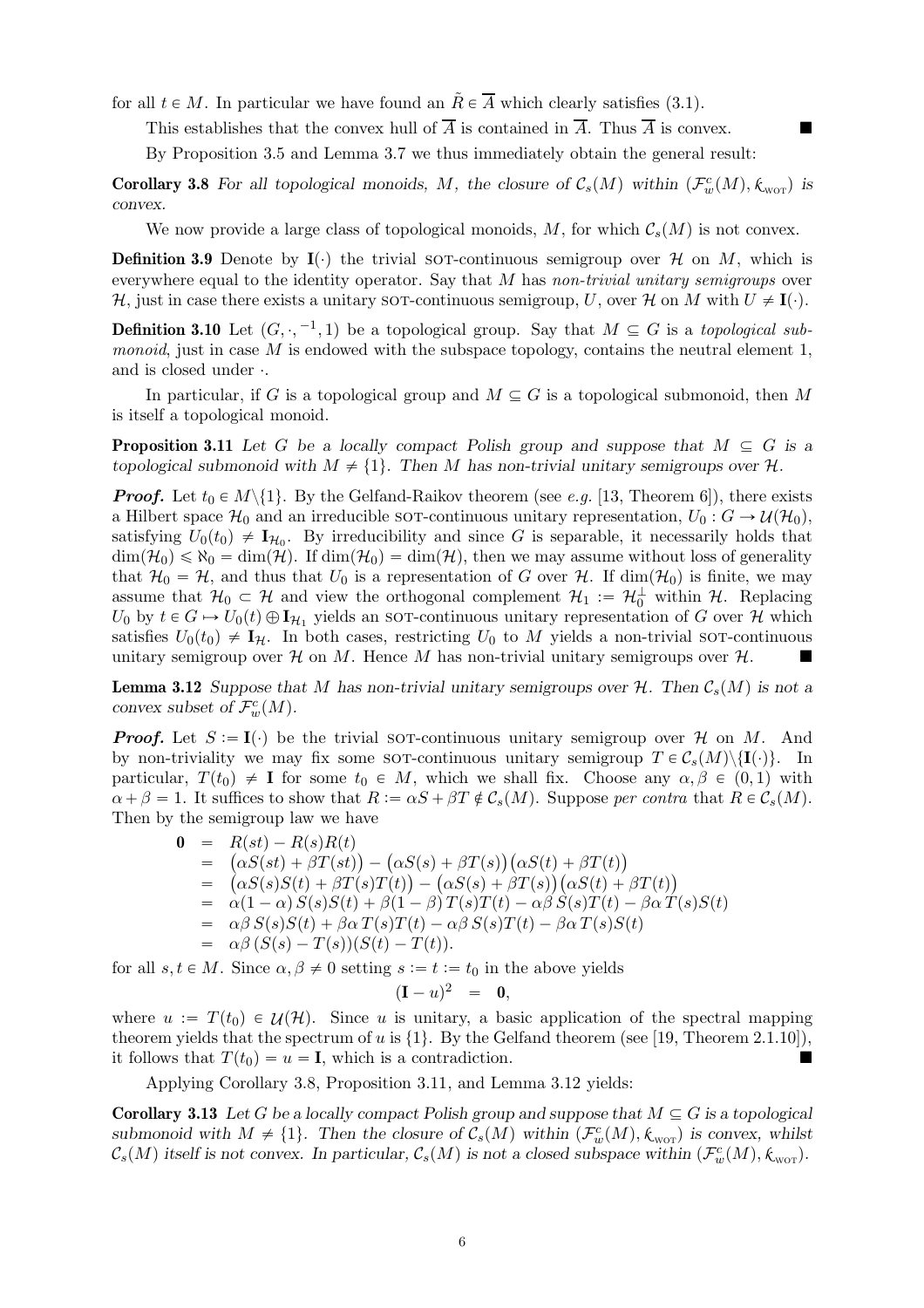for all $t \in M$. In particular we have found an $\tilde{R} \in \overline{A}$ which clearly satisfies (3.1).

This establishes that the convex hull of $\overline{A}$ is contained in $\overline{A}$. Thus $\overline{A}$ is convex. ∎

By Proposition 3.5 and Lemma 3.7 we thus immediately obtain the general result:

**Corollary 3.8** *For all topological monoids, $M$, the closure of $\mathcal{C}_s(M)$ within $(\mathcal{F}^c_w(M), k_{\text{WOT}})$ is convex.*

We now provide a large class of topological monoids, $M$, for which $\mathcal{C}_s(M)$ is not convex.

**Definition 3.9** Denote by $\mathbf{I}(\cdot)$ the trivial SOT-continuous semigroup over $\mathcal{H}$ on $M$, which is everywhere equal to the identity operator. Say that $M$ has *non-trivial unitary semigroups* over $\mathcal{H}$, just in case there exists a unitary SOT-continuous semigroup, $U$, over $\mathcal{H}$ on $M$ with $U \neq \mathbf{I}(\cdot)$.

**Definition 3.10** Let $(G, \cdot, ^{-1}, 1)$ be a topological group. Say that $M \subseteq G$ is a *topological submonoid*, just in case $M$ is endowed with the subspace topology, contains the neutral element 1, and is closed under $\cdot$.

In particular, if $G$ is a topological group and $M \subseteq G$ is a topological submonoid, then $M$ is itself a topological monoid.

**Proposition 3.11** *Let $G$ be a locally compact Polish group and suppose that $M \subseteq G$ is a topological submonoid with $M \neq \{1\}$. Then $M$ has non-trivial unitary semigroups over $\mathcal{H}$.*

***Proof.*** Let $t_0 \in M \setminus \{1\}$. By the Gelfand-Raikov theorem (see *e.g.* [13, Theorem 6]), there exists a Hilbert space $\mathcal{H}_0$ and an irreducible SOT-continuous unitary representation, $U_0 : G \to \mathcal{U}(\mathcal{H}_0)$, satisfying $U_0(t_0) \neq \mathbf{I}_{\mathcal{H}_0}$. By irreducibility and since $G$ is separable, it necessarily holds that $\dim(\mathcal{H}_0) \leqslant \aleph_0 = \dim(\mathcal{H})$. If $\dim(\mathcal{H}_0) = \dim(\mathcal{H})$, then we may assume without loss of generality that $\mathcal{H}_0 = \mathcal{H}$, and thus that $U_0$ is a representation of $G$ over $\mathcal{H}$. If $\dim(\mathcal{H}_0)$ is finite, we may assume that $\mathcal{H}_0 \subset \mathcal{H}$ and view the orthogonal complement $\mathcal{H}_1 := \mathcal{H}_0^{\perp}$ within $\mathcal{H}$. Replacing $U_0$ by $t \in G \mapsto U_0(t) \oplus \mathbf{I}_{\mathcal{H}_1}$ yields an SOT-continuous unitary representation of $G$ over $\mathcal{H}$ which satisfies $U_0(t_0) \neq \mathbf{I}_{\mathcal{H}}$. In both cases, restricting $U_0$ to $M$ yields a non-trivial SOT-continuous unitary semigroup over $\mathcal{H}$ on $M$. Hence $M$ has non-trivial unitary semigroups over $\mathcal{H}$. ∎

**Lemma 3.12** *Suppose that $M$ has non-trivial unitary semigroups over $\mathcal{H}$. Then $\mathcal{C}_s(M)$ is not a convex subset of $\mathcal{F}^c_w(M)$.*

***Proof.*** Let $S := \mathbf{I}(\cdot)$ be the trivial SOT-continuous unitary semigroup over $\mathcal{H}$ on $M$. And by non-triviality we may fix some SOT-continuous unitary semigroup $T \in \mathcal{C}_s(M) \setminus \{\mathbf{I}(\cdot)\}$. In particular, $T(t_0) \neq \mathbf{I}$ for some $t_0 \in M$, which we shall fix. Choose any $\alpha, \beta \in (0,1)$ with $\alpha + \beta = 1$. It suffices to show that $R := \alpha S + \beta T \notin \mathcal{C}_s(M)$. Suppose *per contra* that $R \in \mathcal{C}_s(M)$. Then by the semigroup law we have

$$
\begin{aligned}
\mathbf{0} &= R(st) - R(s)R(t) \\
&= \big(\alpha S(st) + \beta T(st)\big) - \big(\alpha S(s) + \beta T(s)\big)\big(\alpha S(t) + \beta T(t)\big) \\
&= \big(\alpha S(s)S(t) + \beta T(s)T(t)\big) - \big(\alpha S(s) + \beta T(s)\big)\big(\alpha S(t) + \beta T(t)\big) \\
&= \alpha(1-\alpha)\, S(s)S(t) + \beta(1-\beta)\, T(s)T(t) - \alpha\beta\, S(s)T(t) - \beta\alpha\, T(s)S(t) \\
&= \alpha\beta\, S(s)S(t) + \beta\alpha\, T(s)T(t) - \alpha\beta\, S(s)T(t) - \beta\alpha\, T(s)S(t) \\
&= \alpha\beta\,(S(s) - T(s))(S(t) - T(t)).
\end{aligned}
$$

for all $s, t \in M$. Since $\alpha, \beta \neq 0$ setting $s := t := t_0$ in the above yields

$$
(\mathbf{I} - u)^2 \;=\; \mathbf{0},
$$

where $u := T(t_0) \in \mathcal{U}(\mathcal{H})$. Since $u$ is unitary, a basic application of the spectral mapping theorem yields that the spectrum of $u$ is $\{1\}$. By the Gelfand theorem (see [19, Theorem 2.1.10]), it follows that $T(t_0) = u = \mathbf{I}$, which is a contradiction. ∎

Applying Corollary 3.8, Proposition 3.11, and Lemma 3.12 yields:

**Corollary 3.13** *Let $G$ be a locally compact Polish group and suppose that $M \subseteq G$ is a topological submonoid with $M \neq \{1\}$. Then the closure of $\mathcal{C}_s(M)$ within $(\mathcal{F}^c_w(M), k_{\text{WOT}})$ is convex, whilst $\mathcal{C}_s(M)$ itself is not convex. In particular, $\mathcal{C}_s(M)$ is not a closed subspace within $(\mathcal{F}^c_w(M), k_{\text{WOT}})$.*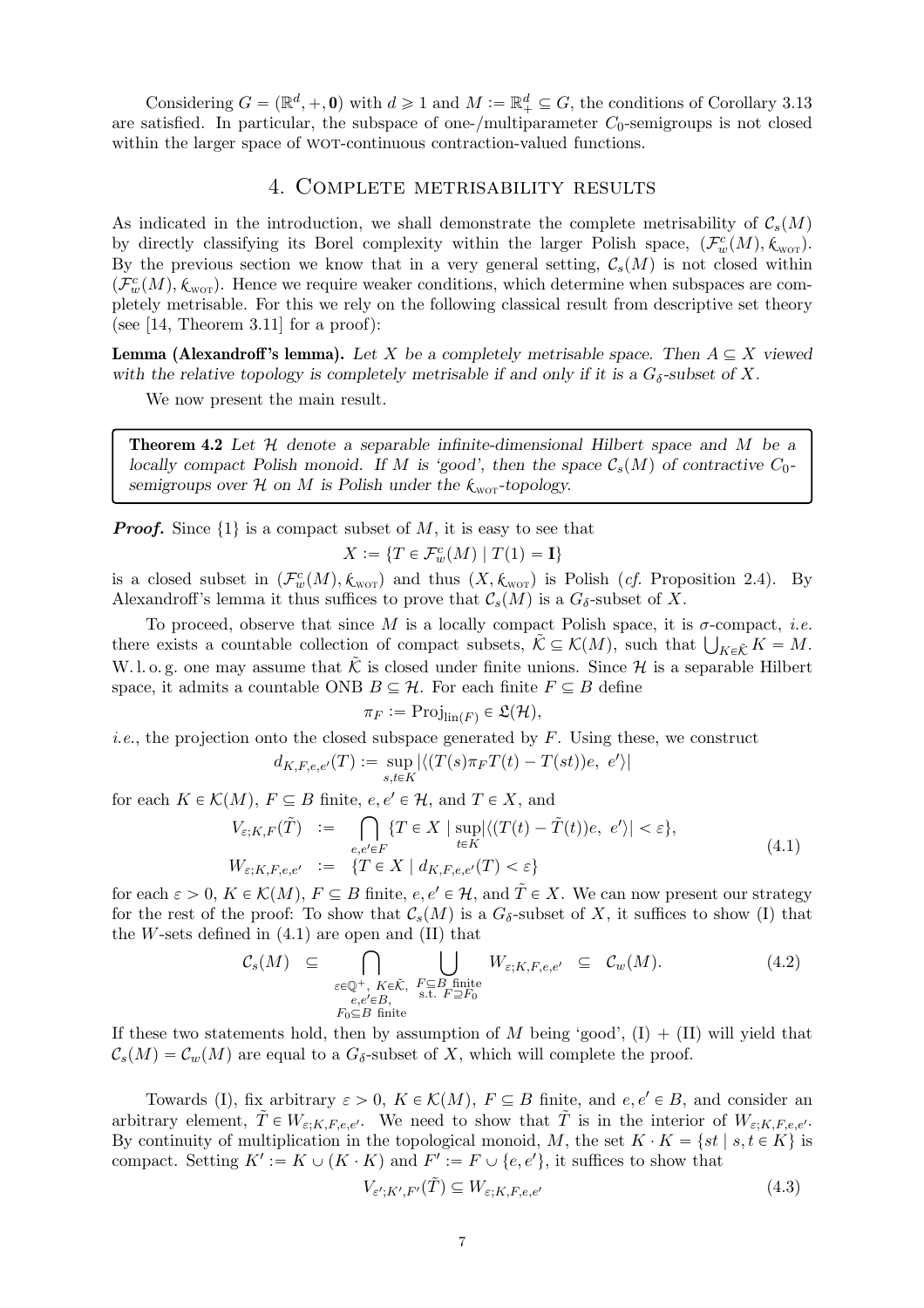Considering $G = (\mathbb{R}^d, +, \mathbf{0})$ with $d \geqslant 1$ and $M := \mathbb{R}_+^d \subseteq G$, the conditions of Corollary 3.13 are satisfied. In particular, the subspace of one-/multiparameter $C_0$-semigroups is not closed within the larger space of WOT-continuous contraction-valued functions.

## 4. Complete metrisability results

As indicated in the introduction, we shall demonstrate the complete metrisability of $\mathcal{C}_s(M)$ by directly classifying its Borel complexity within the larger Polish space, $(\mathcal{F}_w^c(M), \Bbbk_{\text{WOT}})$. By the previous section we know that in a very general setting, $\mathcal{C}_s(M)$ is not closed within $(\mathcal{F}_w^c(M), \Bbbk_{\text{WOT}})$. Hence we require weaker conditions, which determine when subspaces are completely metrisable. For this we rely on the following classical result from descriptive set theory (see [14, Theorem 3.11] for a proof):

**Lemma (Alexandroff's lemma).** *Let $X$ be a completely metrisable space. Then $A \subseteq X$ viewed with the relative topology is completely metrisable if and only if it is a $G_\delta$-subset of $X$.*

We now present the main result.

**Theorem 4.2** *Let $\mathcal{H}$ denote a separable infinite-dimensional Hilbert space and $M$ be a locally compact Polish monoid. If $M$ is 'good', then the space $\mathcal{C}_s(M)$ of contractive $C_0$-semigroups over $\mathcal{H}$ on $M$ is Polish under the $\Bbbk_{\text{WOT}}$-topology.*

***Proof.*** Since $\{1\}$ is a compact subset of $M$, it is easy to see that

$$X := \{T \in \mathcal{F}_w^c(M) \mid T(1) = \mathbf{I}\}$$

is a closed subset in $(\mathcal{F}_w^c(M), \Bbbk_{\text{WOT}})$ and thus $(X, \Bbbk_{\text{WOT}})$ is Polish (*cf.* Proposition 2.4). By Alexandroff's lemma it thus suffices to prove that $\mathcal{C}_s(M)$ is a $G_\delta$-subset of $X$.

To proceed, observe that since $M$ is a locally compact Polish space, it is $\sigma$-compact, *i.e.* there exists a countable collection of compact subsets, $\tilde{\mathcal{K}} \subseteq \mathcal{K}(M)$, such that $\bigcup_{K \in \tilde{\mathcal{K}}} K = M$. W. l. o. g. one may assume that $\tilde{\mathcal{K}}$ is closed under finite unions. Since $\mathcal{H}$ is a separable Hilbert space, it admits a countable ONB $B \subseteq \mathcal{H}$. For each finite $F \subseteq B$ define

$$\pi_F := \operatorname{Proj}_{\overline{\operatorname{lin}}(F)} \in \mathfrak{L}(\mathcal{H}),$$

*i.e.*, the projection onto the closed subspace generated by $F$. Using these, we construct

$$d_{K,F,e,e'}(T) := \sup_{s,t \in K} |\langle (T(s)\pi_F T(t) - T(st))e,\ e'\rangle|$$

for each $K \in \mathcal{K}(M)$, $F \subseteq B$ finite, $e, e' \in \mathcal{H}$, and $T \in X$, and

$$\begin{array}{rcl} V_{\varepsilon;K,F}(\tilde{T}) & := & \displaystyle\bigcap_{e,e' \in F} \{T \in X \mid \sup_{t \in K} |\langle (T(t) - \tilde{T}(t))e,\ e'\rangle| < \varepsilon\}, \\ W_{\varepsilon;K,F,e,e'} & := & \{T \in X \mid d_{K,F,e,e'}(T) < \varepsilon\} \end{array} \tag{4.1}$$

for each $\varepsilon > 0$, $K \in \mathcal{K}(M)$, $F \subseteq B$ finite, $e, e' \in \mathcal{H}$, and $\tilde{T} \in X$. We can now present our strategy for the rest of the proof: To show that $\mathcal{C}_s(M)$ is a $G_\delta$-subset of $X$, it suffices to show (I) that the $W$-sets defined in (4.1) are open and (II) that

$$\mathcal{C}_s(M) \subseteq \bigcap_{\substack{\varepsilon \in \mathbb{Q}^+,\ K \in \tilde{\mathcal{K}}, \\ e,e' \in B, \\ F_0 \subseteq B \text{ finite}}} \bigcup_{\substack{F \subseteq B \text{ finite} \\ \text{s.t. } F \supseteq F_0}} W_{\varepsilon;K,F,e,e'} \subseteq \mathcal{C}_w(M). \tag{4.2}$$

If these two statements hold, then by assumption of $M$ being 'good', (I) + (II) will yield that $\mathcal{C}_s(M) = \mathcal{C}_w(M)$ are equal to a $G_\delta$-subset of $X$, which will complete the proof.

Towards (I), fix arbitrary $\varepsilon > 0$, $K \in \mathcal{K}(M)$, $F \subseteq B$ finite, and $e, e' \in B$, and consider an arbitrary element, $\tilde{T} \in W_{\varepsilon;K,F,e,e'}$. We need to show that $\tilde{T}$ is in the interior of $W_{\varepsilon;K,F,e,e'}$. By continuity of multiplication in the topological monoid, $M$, the set $K \cdot K = \{st \mid s, t \in K\}$ is compact. Setting $K' := K \cup (K \cdot K)$ and $F' := F \cup \{e, e'\}$, it suffices to show that

$$V_{\varepsilon';K',F'}(\tilde{T}) \subseteq W_{\varepsilon;K,F,e,e'} \tag{4.3}$$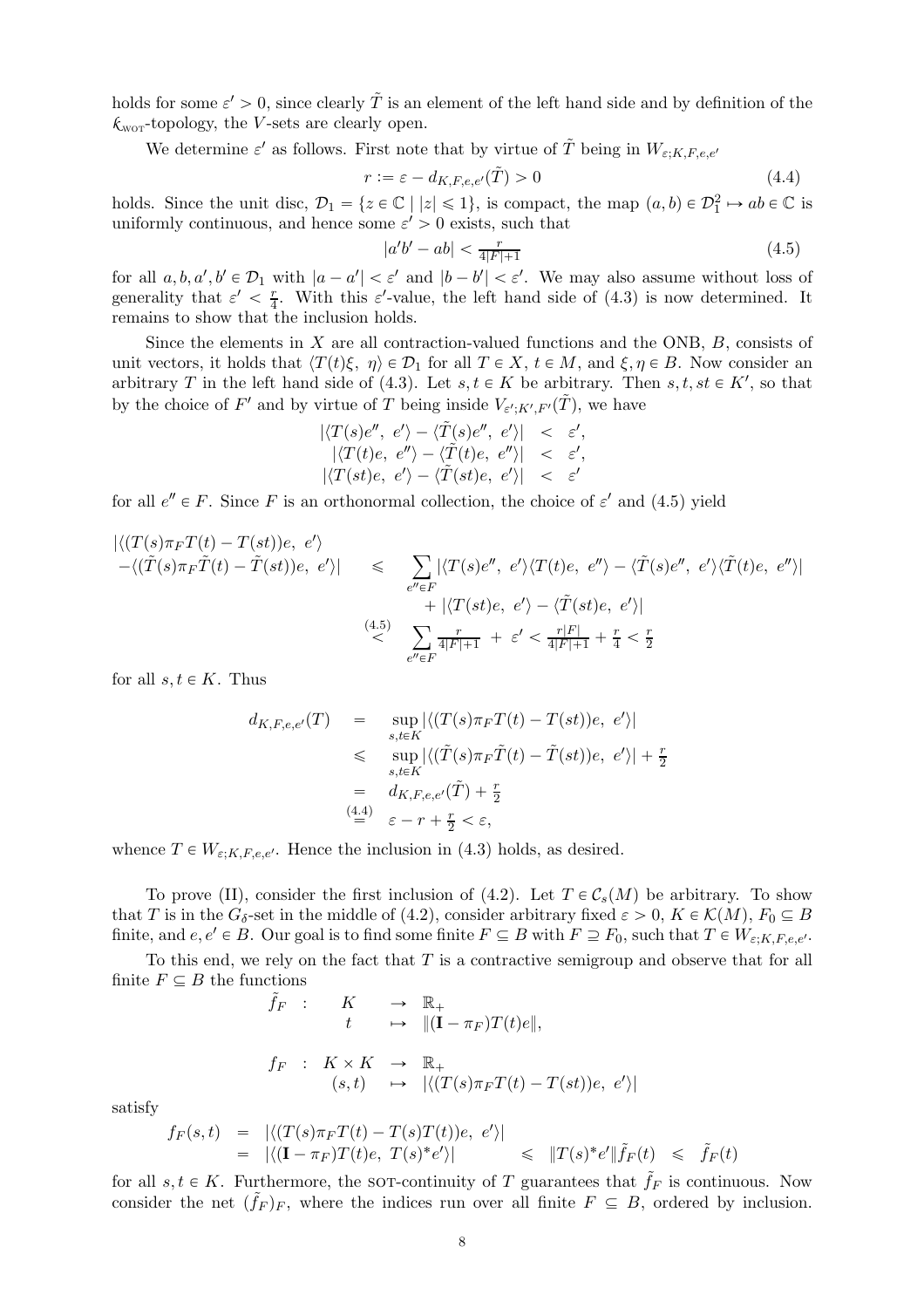holds for some $\varepsilon' > 0$, since clearly $\tilde{T}$ is an element of the left hand side and by definition of the $\mathcal{k}_{\text{WOT}}$-topology, the $V$-sets are clearly open.

We determine $\varepsilon'$ as follows. First note that by virtue of $\tilde{T}$ being in $W_{\varepsilon;K,F,e,e'}$

$$r := \varepsilon - d_{K,F,e,e'}(\tilde{T}) > 0 \tag{4.4}$$

holds. Since the unit disc, $\mathcal{D}_1 = \{z \in \mathbb{C} \mid |z| \leqslant 1\}$, is compact, the map $(a, b) \in \mathcal{D}_1^2 \mapsto ab \in \mathbb{C}$ is uniformly continuous, and hence some $\varepsilon' > 0$ exists, such that

$$|a'b' - ab| < \tfrac{r}{4|F|+1} \tag{4.5}$$

for all $a, b, a', b' \in \mathcal{D}_1$ with $|a - a'| < \varepsilon'$ and $|b - b'| < \varepsilon'$. We may also assume without loss of generality that $\varepsilon' < \frac{r}{4}$. With this $\varepsilon'$-value, the left hand side of (4.3) is now determined. It remains to show that the inclusion holds.

Since the elements in $X$ are all contraction-valued functions and the ONB, $B$, consists of unit vectors, it holds that $\langle T(t)\xi,\ \eta\rangle \in \mathcal{D}_1$ for all $T \in X$, $t \in M$, and $\xi, \eta \in B$. Now consider an arbitrary $T$ in the left hand side of (4.3). Let $s, t \in K$ be arbitrary. Then $s, t, st \in K'$, so that by the choice of $F'$ and by virtue of $T$ being inside $V_{\varepsilon';K',F'}(\tilde{T})$, we have

$$\begin{array}{rcl}
|\langle T(s)e'',\ e'\rangle - \langle \tilde{T}(s)e'',\ e'\rangle| & < & \varepsilon', \\
|\langle T(t)e,\ e''\rangle - \langle \tilde{T}(t)e,\ e''\rangle| & < & \varepsilon', \\
|\langle T(st)e,\ e'\rangle - \langle \tilde{T}(st)e,\ e'\rangle| & < & \varepsilon'
\end{array}$$

for all $e'' \in F$. Since $F$ is an orthonormal collection, the choice of $\varepsilon'$ and (4.5) yield

$$\begin{array}{rcl}
|\langle (T(s)\pi_F T(t) - T(st))e,\ e'\rangle & & \\
-\langle (\tilde{T}(s)\pi_F \tilde{T}(t) - \tilde{T}(st))e,\ e'\rangle| & \leqslant & \displaystyle\sum_{e'' \in F} |\langle T(s)e'',\ e'\rangle\langle T(t)e,\ e''\rangle - \langle \tilde{T}(s)e'',\ e'\rangle\langle \tilde{T}(t)e,\ e''\rangle| \\
& & + \ |\langle T(st)e,\ e'\rangle - \langle \tilde{T}(st)e,\ e'\rangle| \\
& \overset{(4.5)}{<} & \displaystyle\sum_{e'' \in F} \tfrac{r}{4|F|+1} \ + \ \varepsilon' < \tfrac{r|F|}{4|F|+1} + \tfrac{r}{4} < \tfrac{r}{2}
\end{array}$$

for all $s, t \in K$. Thus

$$\begin{array}{rcl}
d_{K,F,e,e'}(T) & = & \displaystyle\sup_{s,t \in K} |\langle (T(s)\pi_F T(t) - T(st))e,\ e'\rangle| \\
& \leqslant & \displaystyle\sup_{s,t \in K} |\langle (\tilde{T}(s)\pi_F \tilde{T}(t) - \tilde{T}(st))e,\ e'\rangle| + \tfrac{r}{2} \\
& = & d_{K,F,e,e'}(\tilde{T}) + \tfrac{r}{2} \\
& \overset{(4.4)}{=} & \varepsilon - r + \tfrac{r}{2} < \varepsilon,
\end{array}$$

whence $T \in W_{\varepsilon;K,F,e,e'}$. Hence the inclusion in (4.3) holds, as desired.

To prove (II), consider the first inclusion of (4.2). Let $T \in \mathcal{C}_s(M)$ be arbitrary. To show that $T$ is in the $G_\delta$-set in the middle of (4.2), consider arbitrary fixed $\varepsilon > 0$, $K \in \mathcal{K}(M)$, $F_0 \subseteq B$ finite, and $e, e' \in B$. Our goal is to find some finite $F \subseteq B$ with $F \supseteq F_0$, such that $T \in W_{\varepsilon;K,F,e,e'}$.

To this end, we rely on the fact that $T$ is a contractive semigroup and observe that for all finite $F \subseteq B$ the functions

$$\begin{array}{rcl}
\tilde{f}_F \ : & K & \rightarrow \ \mathbb{R}_+ \\
& t & \mapsto \ \|(\mathbf{I} - \pi_F)T(t)e\|,
\end{array}$$

$$\begin{array}{rcl}
f_F \ : \ K \times K & \rightarrow & \mathbb{R}_+ \\
(s, t) & \mapsto & |\langle (T(s)\pi_F T(t) - T(st))e,\ e'\rangle|
\end{array}$$

satisfy

$$\begin{array}{rcl}
f_F(s, t) & = & |\langle (T(s)\pi_F T(t) - T(s)T(t))e,\ e'\rangle| \\
& = & |\langle (\mathbf{I} - \pi_F)T(t)e,\ T(s)^* e'\rangle| \qquad \leqslant \ \|T(s)^* e'\|\tilde{f}_F(t) \ \leqslant \ \tilde{f}_F(t)
\end{array}$$

for all $s, t \in K$. Furthermore, the SOT-continuity of $T$ guarantees that $\tilde{f}_F$ is continuous. Now consider the net $(\tilde{f}_F)_F$, where the indices run over all finite $F \subseteq B$, ordered by inclusion.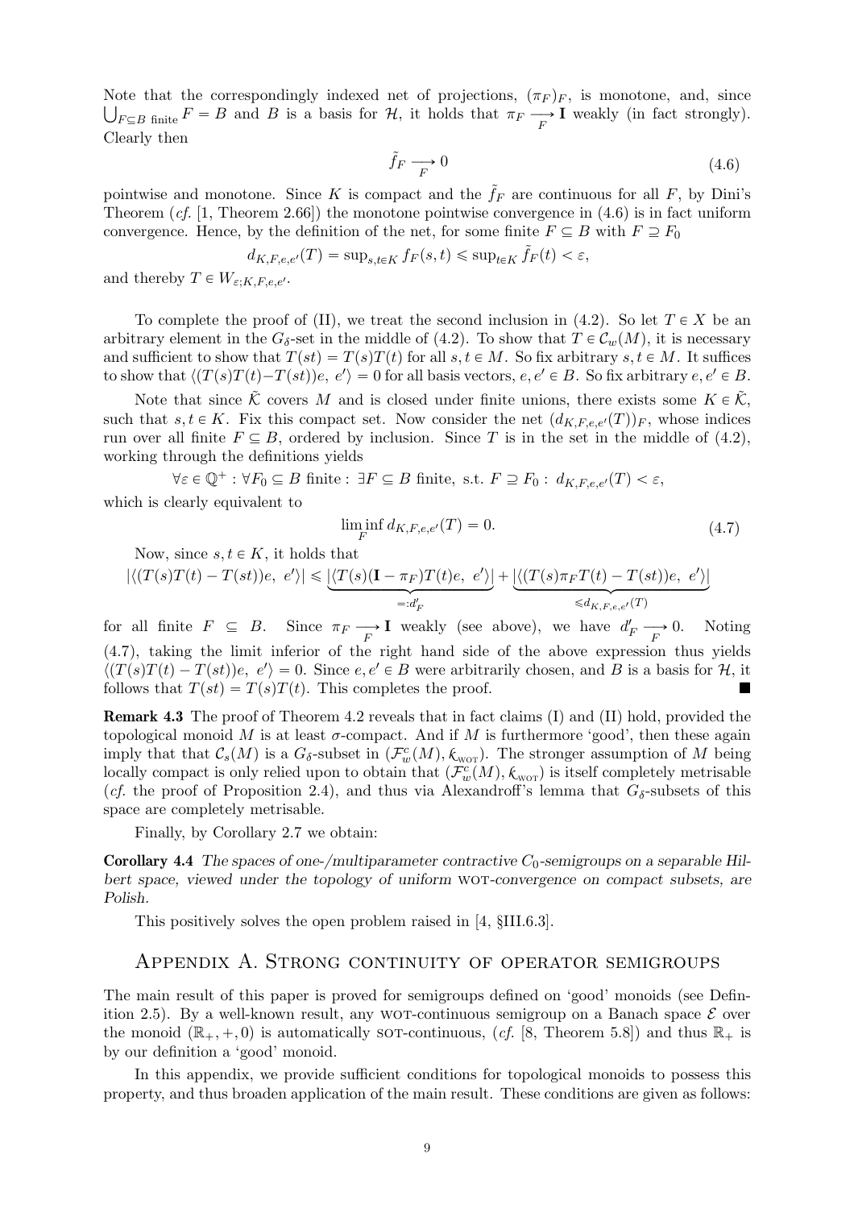Note that the correspondingly indexed net of projections, $(\pi_F)_F$, is monotone, and, since $\bigcup_{F\subseteq B \text{ finite}} F = B$ and $B$ is a basis for $\mathcal{H}$, it holds that $\pi_F \underset{F}{\longrightarrow} \mathbf{I}$ weakly (in fact strongly). Clearly then

$$\tilde{f}_F \underset{F}{\longrightarrow} 0 \tag{4.6}$$

pointwise and monotone. Since $K$ is compact and the $\tilde{f}_F$ are continuous for all $F$, by Dini's Theorem (*cf.* [1, Theorem 2.66]) the monotone pointwise convergence in (4.6) is in fact uniform convergence. Hence, by the definition of the net, for some finite $F \subseteq B$ with $F \supseteq F_0$

$$d_{K,F,e,e'}(T) = \sup_{s,t\in K} f_F(s,t) \leqslant \sup_{t\in K} \tilde{f}_F(t) < \varepsilon,$$

and thereby $T \in W_{\varepsilon;K,F,e,e'}$.

To complete the proof of (II), we treat the second inclusion in (4.2). So let $T \in X$ be an arbitrary element in the $G_\delta$-set in the middle of (4.2). To show that $T \in \mathcal{C}_w(M)$, it is necessary and sufficient to show that $T(st) = T(s)T(t)$ for all $s,t \in M$. So fix arbitrary $s,t \in M$. It suffices to show that $\langle (T(s)T(t) - T(st))e,\ e'\rangle = 0$ for all basis vectors, $e,e' \in B$. So fix arbitrary $e,e' \in B$.

Note that since $\tilde{\mathcal{K}}$ covers $M$ and is closed under finite unions, there exists some $K \in \tilde{\mathcal{K}}$, such that $s,t \in K$. Fix this compact set. Now consider the net $(d_{K,F,e,e'}(T))_F$, whose indices run over all finite $F \subseteq B$, ordered by inclusion. Since $T$ is in the set in the middle of (4.2), working through the definitions yields

$$\forall \varepsilon \in \mathbb{Q}^+ : \forall F_0 \subseteq B \text{ finite} : \exists F \subseteq B \text{ finite, s.t. } F \supseteq F_0 : d_{K,F,e,e'}(T) < \varepsilon,$$

which is clearly equivalent to

$$\liminf_F d_{K,F,e,e'}(T) = 0. \tag{4.7}$$

Now, since $s,t \in K$, it holds that

$$|\langle (T(s)T(t) - T(st))e,\ e'\rangle| \leqslant \underbrace{|\langle T(s)(\mathbf{I} - \pi_F)T(t)e,\ e'\rangle|}_{=:d'_F} + \underbrace{|\langle (T(s)\pi_F T(t) - T(st))e,\ e'\rangle|}_{\leqslant d_{K,F,e,e'}(T)}$$

for all finite $F \subseteq B$. Since $\pi_F \underset{F}{\longrightarrow} \mathbf{I}$ weakly (see above), we have $d'_F \underset{F}{\longrightarrow} 0$. Noting (4.7), taking the limit inferior of the right hand side of the above expression thus yields $\langle (T(s)T(t) - T(st))e,\ e'\rangle = 0$. Since $e,e' \in B$ were arbitrarily chosen, and $B$ is a basis for $\mathcal{H}$, it follows that $T(st) = T(s)T(t)$. This completes the proof. ∎

**Remark 4.3** The proof of Theorem 4.2 reveals that in fact claims (I) and (II) hold, provided the topological monoid $M$ is at least $\sigma$-compact. And if $M$ is furthermore 'good', then these again imply that that $\mathcal{C}_s(M)$ is a $G_\delta$-subset in $(\mathcal{F}^c_w(M), k_{\text{WOT}})$. The stronger assumption of $M$ being locally compact is only relied upon to obtain that $(\mathcal{F}^c_w(M), k_{\text{WOT}})$ is itself completely metrisable (*cf.* the proof of Proposition 2.4), and thus via Alexandroff's lemma that $G_\delta$-subsets of this space are completely metrisable.

Finally, by Corollary 2.7 we obtain:

**Corollary 4.4** *The spaces of one-/multiparameter contractive $C_0$-semigroups on a separable Hilbert space, viewed under the topology of uniform* WOT*-convergence on compact subsets, are Polish.*

This positively solves the open problem raised in [4, §III.6.3].

## Appendix A. Strong continuity of operator semigroups

The main result of this paper is proved for semigroups defined on 'good' monoids (see Definition 2.5). By a well-known result, any WOT-continuous semigroup on a Banach space $\mathcal{E}$ over the monoid $(\mathbb{R}_+, +, 0)$ is automatically SOT-continuous, (*cf.* [8, Theorem 5.8]) and thus $\mathbb{R}_+$ is by our definition a 'good' monoid.

In this appendix, we provide sufficient conditions for topological monoids to possess this property, and thus broaden application of the main result. These conditions are given as follows: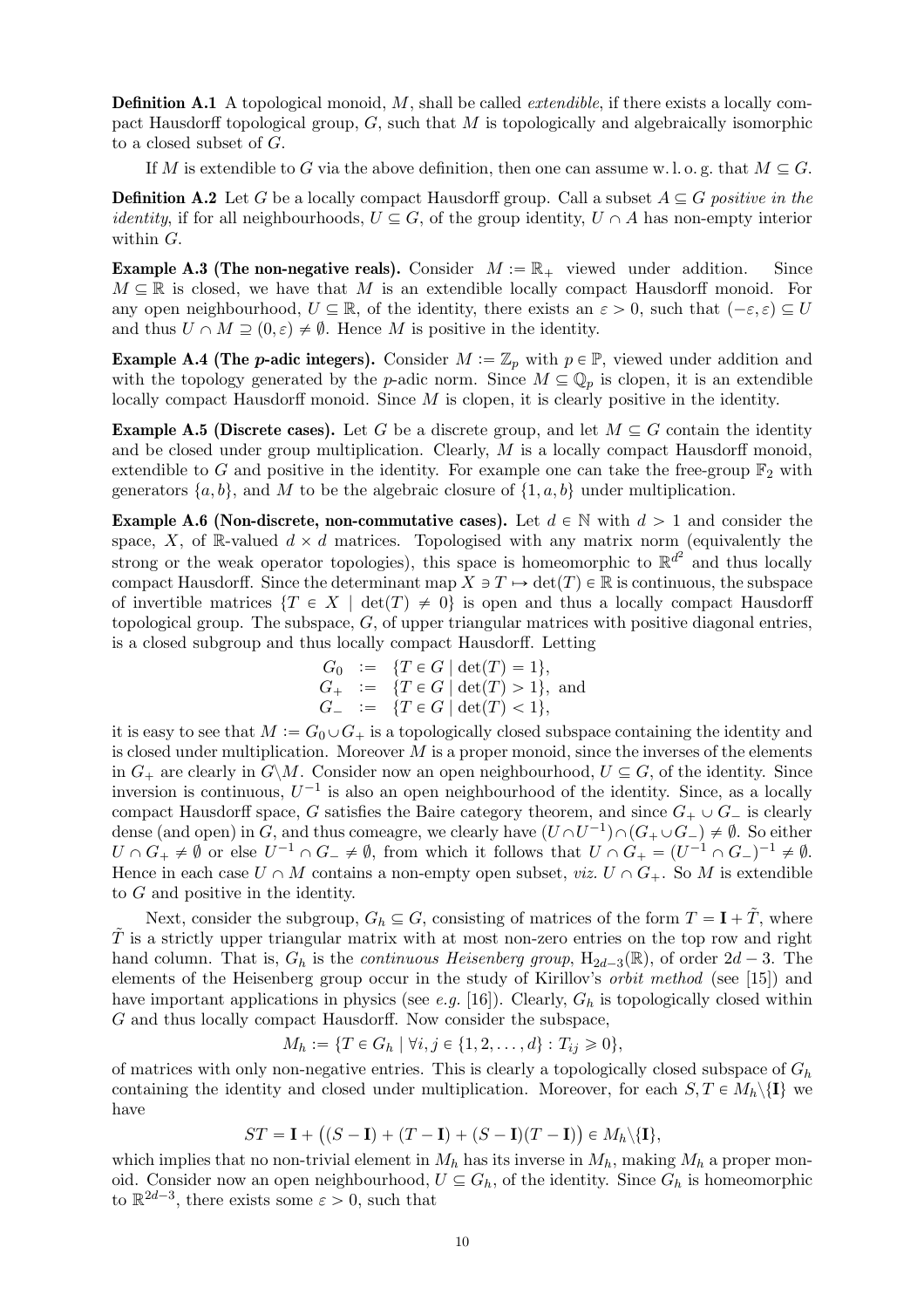**Definition A.1** A topological monoid, $M$, shall be called *extendible*, if there exists a locally compact Hausdorff topological group, $G$, such that $M$ is topologically and algebraically isomorphic to a closed subset of $G$.

If $M$ is extendible to $G$ via the above definition, then one can assume w. l. o. g. that $M \subseteq G$.

**Definition A.2** Let $G$ be a locally compact Hausdorff group. Call a subset $A \subseteq G$ *positive in the identity*, if for all neighbourhoods, $U \subseteq G$, of the group identity, $U \cap A$ has non-empty interior within $G$.

**Example A.3 (The non-negative reals).** Consider $M := \mathbb{R}_+$ viewed under addition. Since $M \subseteq \mathbb{R}$ is closed, we have that $M$ is an extendible locally compact Hausdorff monoid. For any open neighbourhood, $U \subseteq \mathbb{R}$, of the identity, there exists an $\varepsilon > 0$, such that $(-\varepsilon, \varepsilon) \subseteq U$ and thus $U \cap M \supseteq (0, \varepsilon) \neq \emptyset$. Hence $M$ is positive in the identity.

**Example A.4 (The $p$-adic integers).** Consider $M := \mathbb{Z}_p$ with $p \in \mathbb{P}$, viewed under addition and with the topology generated by the $p$-adic norm. Since $M \subseteq \mathbb{Q}_p$ is clopen, it is an extendible locally compact Hausdorff monoid. Since $M$ is clopen, it is clearly positive in the identity.

**Example A.5 (Discrete cases).** Let $G$ be a discrete group, and let $M \subseteq G$ contain the identity and be closed under group multiplication. Clearly, $M$ is a locally compact Hausdorff monoid, extendible to $G$ and positive in the identity. For example one can take the free-group $\mathbb{F}_2$ with generators $\{a, b\}$, and $M$ to be the algebraic closure of $\{1, a, b\}$ under multiplication.

**Example A.6 (Non-discrete, non-commutative cases).** Let $d \in \mathbb{N}$ with $d > 1$ and consider the space, $X$, of $\mathbb{R}$-valued $d \times d$ matrices. Topologised with any matrix norm (equivalently the strong or the weak operator topologies), this space is homeomorphic to $\mathbb{R}^{d^2}$ and thus locally compact Hausdorff. Since the determinant map $X \ni T \mapsto \det(T) \in \mathbb{R}$ is continuous, the subspace of invertible matrices $\{T \in X \mid \det(T) \neq 0\}$ is open and thus a locally compact Hausdorff topological group. The subspace, $G$, of upper triangular matrices with positive diagonal entries, is a closed subgroup and thus locally compact Hausdorff. Letting

$$
\begin{aligned}
G_0 &:= \{T \in G \mid \det(T) = 1\}, \\
G_+ &:= \{T \in G \mid \det(T) > 1\}, \text{ and} \\
G_- &:= \{T \in G \mid \det(T) < 1\},
\end{aligned}
$$

it is easy to see that $M := G_0 \cup G_+$ is a topologically closed subspace containing the identity and is closed under multiplication. Moreover $M$ is a proper monoid, since the inverses of the elements in $G_+$ are clearly in $G \backslash M$. Consider now an open neighbourhood, $U \subseteq G$, of the identity. Since inversion is continuous, $U^{-1}$ is also an open neighbourhood of the identity. Since, as a locally compact Hausdorff space, $G$ satisfies the Baire category theorem, and since $G_+ \cup G_-$ is clearly dense (and open) in $G$, and thus comeagre, we clearly have $(U \cap U^{-1}) \cap (G_+ \cup G_-) \neq \emptyset$. So either $U \cap G_+ \neq \emptyset$ or else $U^{-1} \cap G_- \neq \emptyset$, from which it follows that $U \cap G_+ = (U^{-1} \cap G_-)^{-1} \neq \emptyset$. Hence in each case $U \cap M$ contains a non-empty open subset, *viz.* $U \cap G_+$. So $M$ is extendible to $G$ and positive in the identity.

Next, consider the subgroup, $G_h \subseteq G$, consisting of matrices of the form $T = \mathbf{I} + \tilde{T}$, where $\tilde{T}$ is a strictly upper triangular matrix with at most non-zero entries on the top row and right hand column. That is, $G_h$ is the *continuous Heisenberg group*, $\mathrm{H}_{2d-3}(\mathbb{R})$, of order $2d - 3$. The elements of the Heisenberg group occur in the study of Kirillov's *orbit method* (see [15]) and have important applications in physics (see *e.g.* [16]). Clearly, $G_h$ is topologically closed within $G$ and thus locally compact Hausdorff. Now consider the subspace,

$$M_h := \{T \in G_h \mid \forall i, j \in \{1, 2, \ldots, d\} : T_{ij} \geqslant 0\},$$

of matrices with only non-negative entries. This is clearly a topologically closed subspace of $G_h$ containing the identity and closed under multiplication. Moreover, for each $S, T \in M_h \backslash \{\mathbf{I}\}$ we have

$$ST = \mathbf{I} + \big((S - \mathbf{I}) + (T - \mathbf{I}) + (S - \mathbf{I})(T - \mathbf{I})\big) \in M_h \backslash \{\mathbf{I}\},$$

which implies that no non-trivial element in $M_h$ has its inverse in $M_h$, making $M_h$ a proper monoid. Consider now an open neighbourhood, $U \subseteq G_h$, of the identity. Since $G_h$ is homeomorphic to $\mathbb{R}^{2d-3}$, there exists some $\varepsilon > 0$, such that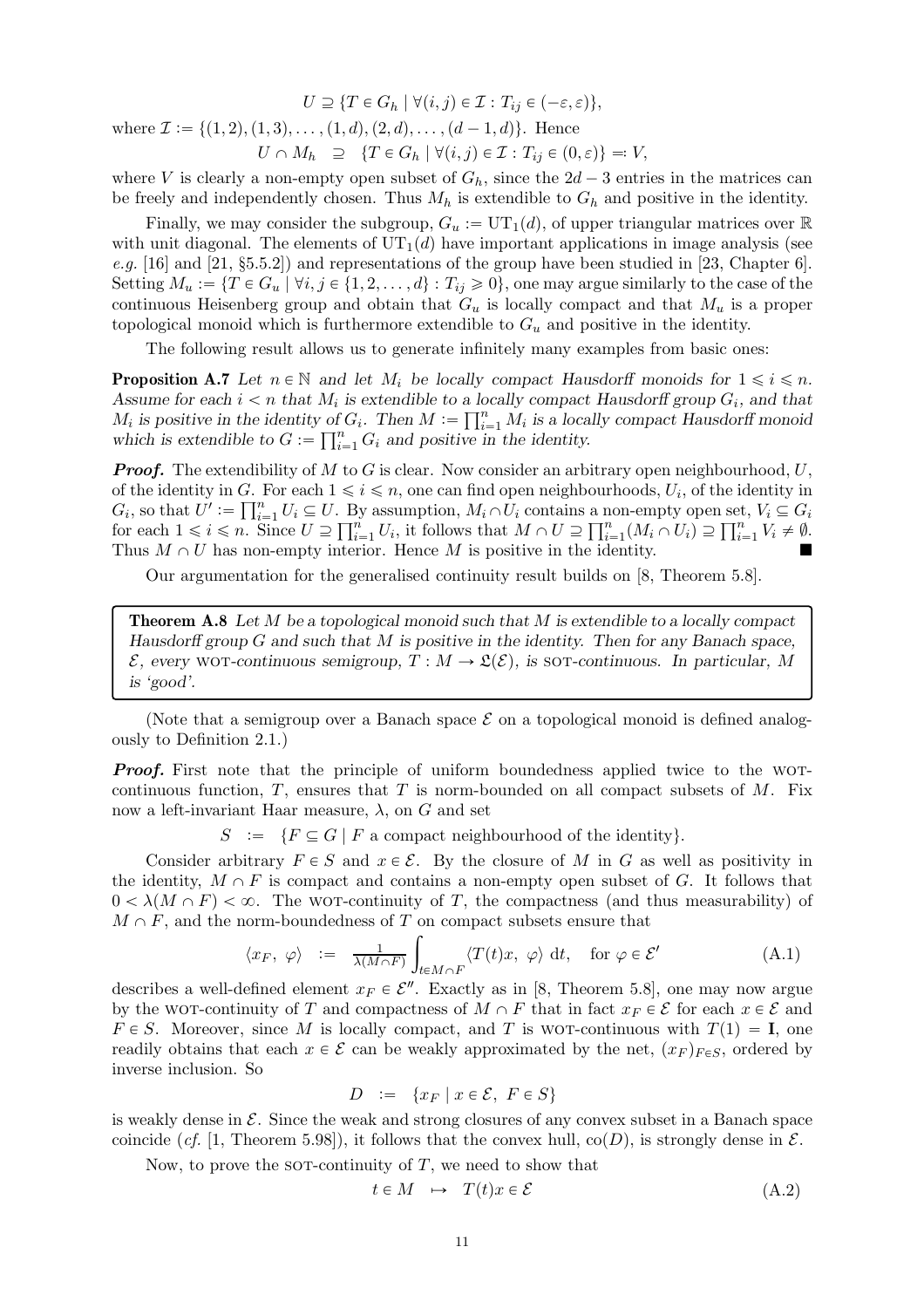$$U \supseteq \{T \in G_h \mid \forall (i,j) \in \mathcal{I} : T_{ij} \in (-\varepsilon, \varepsilon)\},$$

where $\mathcal{I} := \{(1,2), (1,3), \ldots, (1,d), (2,d), \ldots, (d-1,d)\}$. Hence

$$U \cap M_h \quad \supseteq \quad \{T \in G_h \mid \forall (i,j) \in \mathcal{I} : T_{ij} \in (0, \varepsilon)\} =: V,$$

where $V$ is clearly a non-empty open subset of $G_h$, since the $2d-3$ entries in the matrices can be freely and independently chosen. Thus $M_h$ is extendible to $G_h$ and positive in the identity.

Finally, we may consider the subgroup, $G_u := \mathrm{UT}_1(d)$, of upper triangular matrices over $\mathbb{R}$ with unit diagonal. The elements of $\mathrm{UT}_1(d)$ have important applications in image analysis (see *e.g.* [16] and [21, §5.5.2]) and representations of the group have been studied in [23, Chapter 6]. Setting $M_u := \{T \in G_u \mid \forall i, j \in \{1, 2, \ldots, d\} : T_{ij} \geqslant 0\}$, one may argue similarly to the case of the continuous Heisenberg group and obtain that $G_u$ is locally compact and that $M_u$ is a proper topological monoid which is furthermore extendible to $G_u$ and positive in the identity.

The following result allows us to generate infinitely many examples from basic ones:

**Proposition A.7** *Let $n \in \mathbb{N}$ and let $M_i$ be locally compact Hausdorff monoids for $1 \leqslant i \leqslant n$. Assume for each $i < n$ that $M_i$ is extendible to a locally compact Hausdorff group $G_i$, and that $M_i$ is positive in the identity of $G_i$. Then $M := \prod_{i=1}^{n} M_i$ is a locally compact Hausdorff monoid which is extendible to $G := \prod_{i=1}^{n} G_i$ and positive in the identity.*

***Proof.*** The extendibility of $M$ to $G$ is clear. Now consider an arbitrary open neighbourhood, $U$, of the identity in $G$. For each $1 \leqslant i \leqslant n$, one can find open neighbourhoods, $U_i$, of the identity in $G_i$, so that $U' := \prod_{i=1}^{n} U_i \subseteq U$. By assumption, $M_i \cap U_i$ contains a non-empty open set, $V_i \subseteq G_i$ for each $1 \leqslant i \leqslant n$. Since $U \supseteq \prod_{i=1}^{n} U_i$, it follows that $M \cap U \supseteq \prod_{i=1}^{n}(M_i \cap U_i) \supseteq \prod_{i=1}^{n} V_i \neq \emptyset$. Thus $M \cap U$ has non-empty interior. Hence $M$ is positive in the identity. ∎

Our argumentation for the generalised continuity result builds on [8, Theorem 5.8].

**Theorem A.8** *Let $M$ be a topological monoid such that $M$ is extendible to a locally compact Hausdorff group $G$ and such that $M$ is positive in the identity. Then for any Banach space, $\mathcal{E}$, every* WOT*-continuous semigroup, $T : M \to \mathfrak{L}(\mathcal{E})$, is* SOT*-continuous. In particular, $M$ is 'good'.*

(Note that a semigroup over a Banach space $\mathcal{E}$ on a topological monoid is defined analogously to Definition 2.1.)

***Proof.*** First note that the principle of uniform boundedness applied twice to the WOT-continuous function, $T$, ensures that $T$ is norm-bounded on all compact subsets of $M$. Fix now a left-invariant Haar measure, $\lambda$, on $G$ and set

$$S \quad := \quad \{F \subseteq G \mid F \text{ a compact neighbourhood of the identity}\}.$$

Consider arbitrary $F \in S$ and $x \in \mathcal{E}$. By the closure of $M$ in $G$ as well as positivity in the identity, $M \cap F$ is compact and contains a non-empty open subset of $G$. It follows that $0 < \lambda(M \cap F) < \infty$. The WOT-continuity of $T$, the compactness (and thus measurability) of $M \cap F$, and the norm-boundedness of $T$ on compact subsets ensure that

$$\langle x_F,\ \varphi \rangle \quad := \quad \frac{1}{\lambda(M \cap F)} \int_{t \in M \cap F} \langle T(t)x,\ \varphi \rangle \ \mathrm{d}t, \quad \text{for } \varphi \in \mathcal{E}' \tag{A.1}$$

describes a well-defined element $x_F \in \mathcal{E}''$. Exactly as in [8, Theorem 5.8], one may now argue by the WOT-continuity of $T$ and compactness of $M \cap F$ that in fact $x_F \in \mathcal{E}$ for each $x \in \mathcal{E}$ and $F \in S$. Moreover, since $M$ is locally compact, and $T$ is WOT-continuous with $T(1) = \mathbf{I}$, one readily obtains that each $x \in \mathcal{E}$ can be weakly approximated by the net, $(x_F)_{F \in S}$, ordered by inverse inclusion. So

$$D \quad := \quad \{x_F \mid x \in \mathcal{E},\ F \in S\}$$

is weakly dense in $\mathcal{E}$. Since the weak and strong closures of any convex subset in a Banach space coincide (*cf.* [1, Theorem 5.98]), it follows that the convex hull, $\mathrm{co}(D)$, is strongly dense in $\mathcal{E}$.

Now, to prove the SOT-continuity of $T$, we need to show that

$$t \in M \quad \mapsto \quad T(t)x \in \mathcal{E} \tag{A.2}$$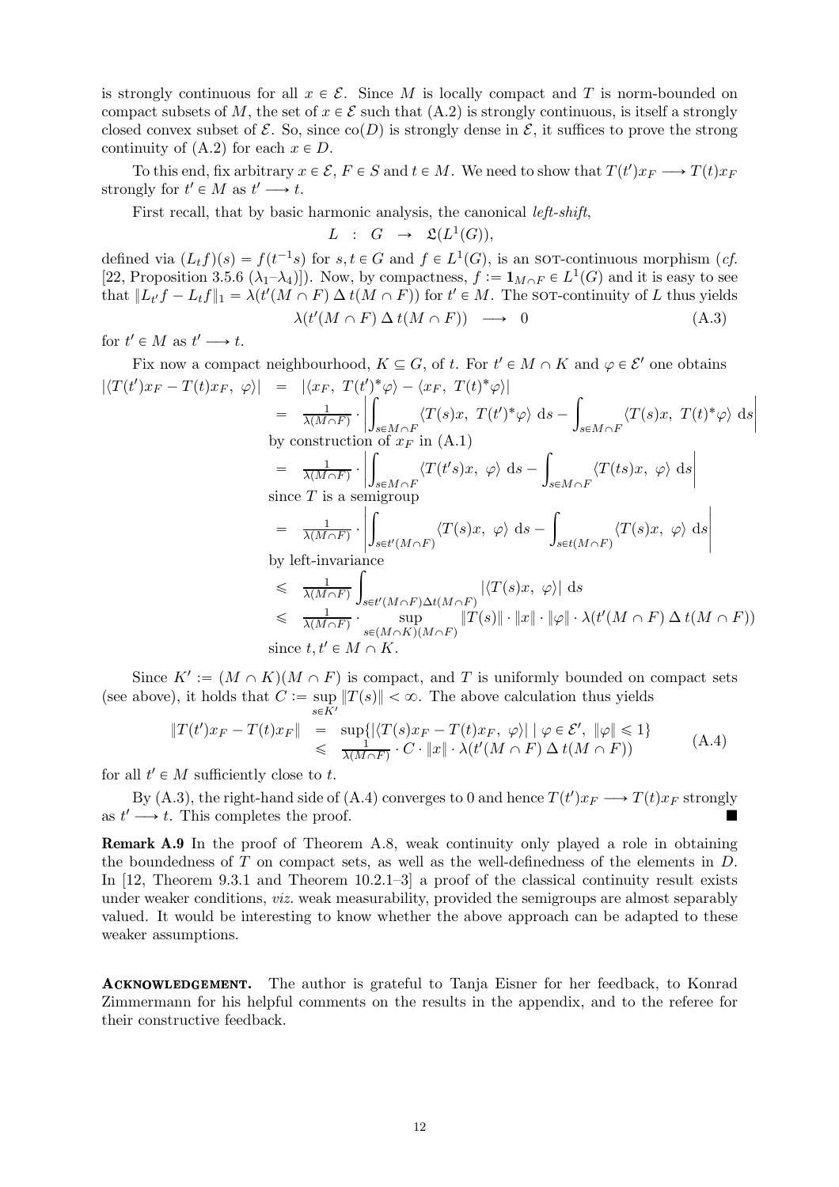is strongly continuous for all $x \in \mathcal{E}$. Since $M$ is locally compact and $T$ is norm-bounded on compact subsets of $M$, the set of $x \in \mathcal{E}$ such that (A.2) is strongly continuous, is itself a strongly closed convex subset of $\mathcal{E}$. So, since $\mathrm{co}(D)$ is strongly dense in $\mathcal{E}$, it suffices to prove the strong continuity of (A.2) for each $x \in D$.

To this end, fix arbitrary $x \in \mathcal{E}$, $F \in S$ and $t \in M$. We need to show that $T(t')x_F \longrightarrow T(t)x_F$ strongly for $t' \in M$ as $t' \longrightarrow t$.

First recall, that by basic harmonic analysis, the canonical *left-shift*,

$$L \; : \; G \; \rightarrow \; \mathfrak{L}(L^1(G)),$$

defined via $(L_t f)(s) = f(t^{-1}s)$ for $s, t \in G$ and $f \in L^1(G)$, is an SOT-continuous morphism (*cf.* [22, Proposition 3.5.6 ($\lambda_1$–$\lambda_4$)]). Now, by compactness, $f := \mathbf{1}_{M \cap F} \in L^1(G)$ and it is easy to see that $\|L_{t'}f - L_t f\|_1 = \lambda(t'(M \cap F) \, \Delta \, t(M \cap F))$ for $t' \in M$. The SOT-continuity of $L$ thus yields

$$\lambda(t'(M \cap F) \, \Delta \, t(M \cap F)) \;\; \longrightarrow \;\; 0 \tag{A.3}$$

for $t' \in M$ as $t' \longrightarrow t$.

Fix now a compact neighbourhood, $K \subseteq G$, of $t$. For $t' \in M \cap K$ and $\varphi \in \mathcal{E}'$ one obtains

$$\begin{aligned}
|\langle T(t')x_F - T(t)x_F, \; \varphi\rangle| &= |\langle x_F, \; T(t')^*\varphi\rangle - \langle x_F, \; T(t)^*\varphi\rangle| \\
&= \tfrac{1}{\lambda(M\cap F)} \cdot \left| \int_{s\in M\cap F} \langle T(s)x, \; T(t')^*\varphi\rangle \; \mathrm{d}s - \int_{s\in M\cap F} \langle T(s)x, \; T(t)^*\varphi\rangle \; \mathrm{d}s \right| \\
&\quad \text{by construction of } x_F \text{ in (A.1)} \\
&= \tfrac{1}{\lambda(M\cap F)} \cdot \left| \int_{s\in M\cap F} \langle T(t's)x, \; \varphi\rangle \; \mathrm{d}s - \int_{s\in M\cap F} \langle T(ts)x, \; \varphi\rangle \; \mathrm{d}s \right| \\
&\quad \text{since } T \text{ is a semigroup} \\
&= \tfrac{1}{\lambda(M\cap F)} \cdot \left| \int_{s\in t'(M\cap F)} \langle T(s)x, \; \varphi\rangle \; \mathrm{d}s - \int_{s\in t(M\cap F)} \langle T(s)x, \; \varphi\rangle \; \mathrm{d}s \right| \\
&\quad \text{by left-invariance} \\
&\leqslant \tfrac{1}{\lambda(M\cap F)} \int_{s\in t'(M\cap F)\Delta t(M\cap F)} |\langle T(s)x, \; \varphi\rangle| \; \mathrm{d}s \\
&\leqslant \tfrac{1}{\lambda(M\cap F)} \cdot \sup_{s\in(M\cap K)(M\cap F)} \|T(s)\| \cdot \|x\| \cdot \|\varphi\| \cdot \lambda(t'(M\cap F) \, \Delta \, t(M\cap F)) \\
&\quad \text{since } t, t' \in M \cap K.
\end{aligned}$$

Since $K' := (M \cap K)(M \cap F)$ is compact, and $T$ is uniformly bounded on compact sets (see above), it holds that $C := \sup_{s\in K'} \|T(s)\| < \infty$. The above calculation thus yields

$$\begin{aligned}
\|T(t')x_F - T(t)x_F\| &= \sup\{|\langle T(s)x_F - T(t)x_F, \; \varphi\rangle| \mid \varphi \in \mathcal{E}', \; \|\varphi\| \leqslant 1\} \\
&\leqslant \tfrac{1}{\lambda(M\cap F)} \cdot C \cdot \|x\| \cdot \lambda(t'(M\cap F) \, \Delta \, t(M\cap F))
\end{aligned} \tag{A.4}$$

for all $t' \in M$ sufficiently close to $t$.

By (A.3), the right-hand side of (A.4) converges to 0 and hence $T(t')x_F \longrightarrow T(t)x_F$ strongly as $t' \longrightarrow t$. This completes the proof. ■

**Remark A.9** In the proof of Theorem A.8, weak continuity only played a role in obtaining the boundedness of $T$ on compact sets, as well as the well-definedness of the elements in $D$. In [12, Theorem 9.3.1 and Theorem 10.2.1–3] a proof of the classical continuity result exists under weaker conditions, *viz.* weak measurability, provided the semigroups are almost separably valued. It would be interesting to know whether the above approach can be adapted to these weaker assumptions.

**Acknowledgement.** The author is grateful to Tanja Eisner for her feedback, to Konrad Zimmermann for his helpful comments on the results in the appendix, and to the referee for their constructive feedback.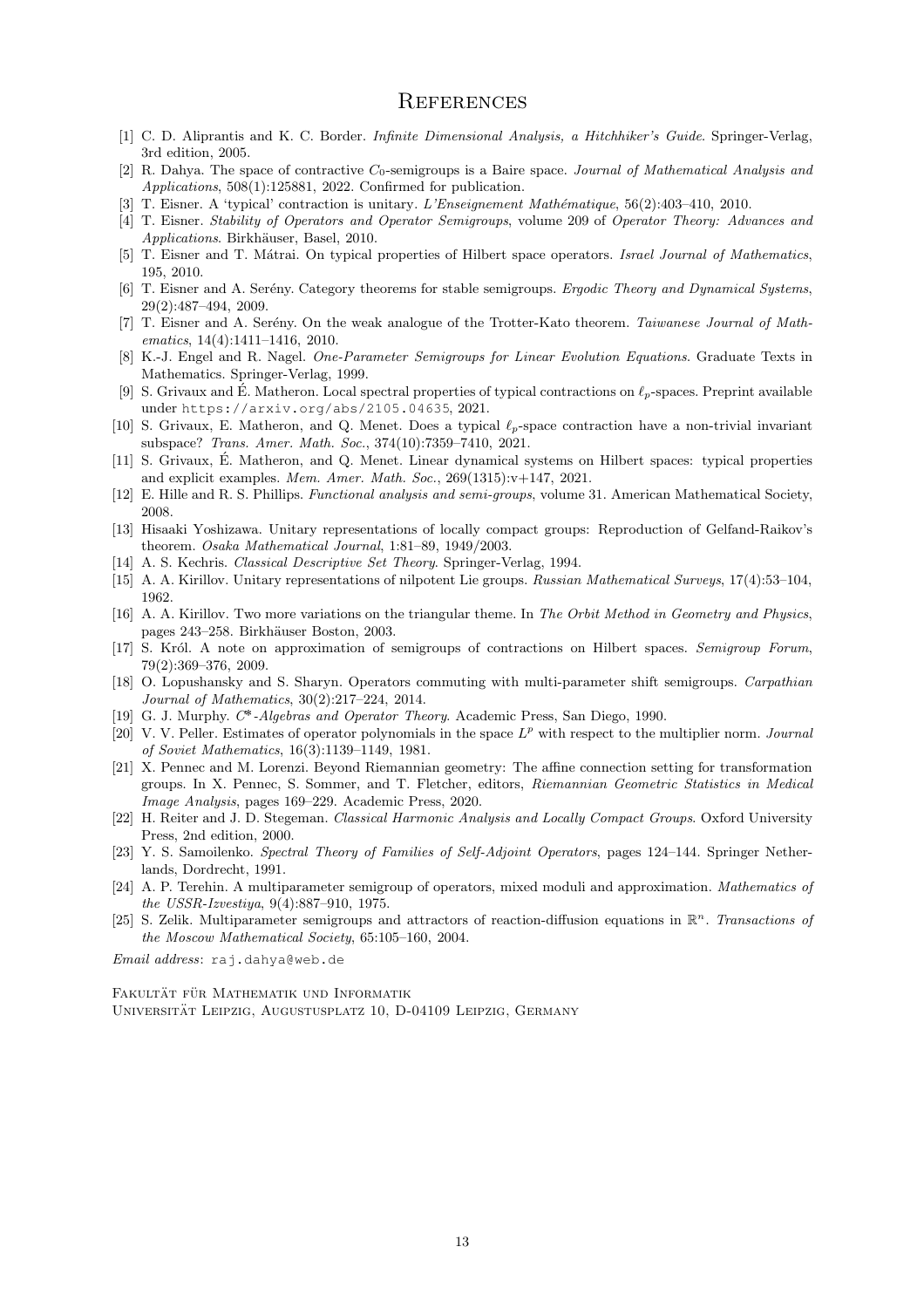# References

[1] C. D. Aliprantis and K. C. Border. *Infinite Dimensional Analysis, a Hitchhiker's Guide*. Springer-Verlag, 3rd edition, 2005.

[2] R. Dahya. The space of contractive $C_0$-semigroups is a Baire space. *Journal of Mathematical Analysis and Applications*, 508(1):125881, 2022. Confirmed for publication.

[3] T. Eisner. A 'typical' contraction is unitary. *L'Enseignement Mathématique*, 56(2):403–410, 2010.

[4] T. Eisner. *Stability of Operators and Operator Semigroups*, volume 209 of *Operator Theory: Advances and Applications*. Birkhäuser, Basel, 2010.

[5] T. Eisner and T. Mátrai. On typical properties of Hilbert space operators. *Israel Journal of Mathematics*, 195, 2010.

[6] T. Eisner and A. Serény. Category theorems for stable semigroups. *Ergodic Theory and Dynamical Systems*, 29(2):487–494, 2009.

[7] T. Eisner and A. Serény. On the weak analogue of the Trotter-Kato theorem. *Taiwanese Journal of Mathematics*, 14(4):1411–1416, 2010.

[8] K.-J. Engel and R. Nagel. *One-Parameter Semigroups for Linear Evolution Equations*. Graduate Texts in Mathematics. Springer-Verlag, 1999.

[9] S. Grivaux and É. Matheron. Local spectral properties of typical contractions on $\ell_p$-spaces. Preprint available under `https://arxiv.org/abs/2105.04635`, 2021.

[10] S. Grivaux, E. Matheron, and Q. Menet. Does a typical $\ell_p$-space contraction have a non-trivial invariant subspace? *Trans. Amer. Math. Soc.*, 374(10):7359–7410, 2021.

[11] S. Grivaux, É. Matheron, and Q. Menet. Linear dynamical systems on Hilbert spaces: typical properties and explicit examples. *Mem. Amer. Math. Soc.*, 269(1315):v+147, 2021.

[12] E. Hille and R. S. Phillips. *Functional analysis and semi-groups*, volume 31. American Mathematical Society, 2008.

[13] Hisaaki Yoshizawa. Unitary representations of locally compact groups: Reproduction of Gelfand-Raikov's theorem. *Osaka Mathematical Journal*, 1:81–89, 1949/2003.

[14] A. S. Kechris. *Classical Descriptive Set Theory*. Springer-Verlag, 1994.

[15] A. A. Kirillov. Unitary representations of nilpotent Lie groups. *Russian Mathematical Surveys*, 17(4):53–104, 1962.

[16] A. A. Kirillov. Two more variations on the triangular theme. In *The Orbit Method in Geometry and Physics*, pages 243–258. Birkhäuser Boston, 2003.

[17] S. Król. A note on approximation of semigroups of contractions on Hilbert spaces. *Semigroup Forum*, 79(2):369–376, 2009.

[18] O. Lopushansky and S. Sharyn. Operators commuting with multi-parameter shift semigroups. *Carpathian Journal of Mathematics*, 30(2):217–224, 2014.

[19] G. J. Murphy. *C\*-Algebras and Operator Theory*. Academic Press, San Diego, 1990.

[20] V. V. Peller. Estimates of operator polynomials in the space $L^p$ with respect to the multiplier norm. *Journal of Soviet Mathematics*, 16(3):1139–1149, 1981.

[21] X. Pennec and M. Lorenzi. Beyond Riemannian geometry: The affine connection setting for transformation groups. In X. Pennec, S. Sommer, and T. Fletcher, editors, *Riemannian Geometric Statistics in Medical Image Analysis*, pages 169–229. Academic Press, 2020.

[22] H. Reiter and J. D. Stegeman. *Classical Harmonic Analysis and Locally Compact Groups*. Oxford University Press, 2nd edition, 2000.

[23] Y. S. Samoilenko. *Spectral Theory of Families of Self-Adjoint Operators*, pages 124–144. Springer Netherlands, Dordrecht, 1991.

[24] A. P. Terehin. A multiparameter semigroup of operators, mixed moduli and approximation. *Mathematics of the USSR-Izvestiya*, 9(4):887–910, 1975.

[25] S. Zelik. Multiparameter semigroups and attractors of reaction-diffusion equations in $\mathbb{R}^n$. *Transactions of the Moscow Mathematical Society*, 65:105–160, 2004.

*Email address*: `raj.dahya@web.de`

Fakultät für Mathematik und Informatik
Universität Leipzig, Augustusplatz 10, D-04109 Leipzig, Germany